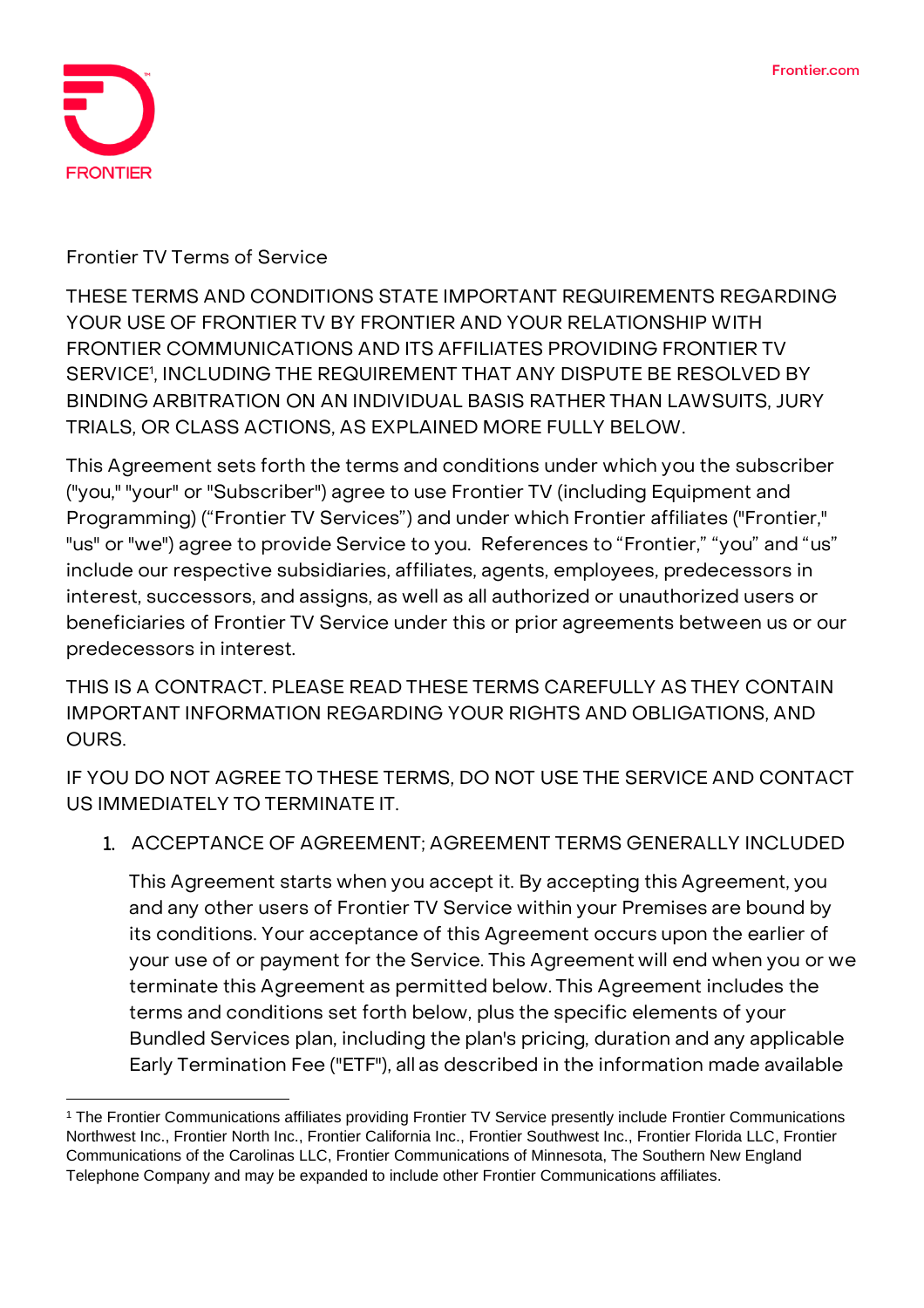Frontier TV Terms of Service

THESE TERMS AND CONDITIONS STATE IMPORTANT REQUIREMENTS REGARDING YOUR USE OF FRONTIER TV BY FRONTIER AND YOUR RELATIONSHIP WITH FRONTIER COMMUNICATIONS AND ITS AFFILIATES PROVIDING FRONTIER TV SERVICE[1], INCLUDING THE REQUIREMENT THAT ANY DISPUTE BE RESOLVED BY BINDING ARBITRATION ON AN INDIVIDUAL BASIS RATHER THAN LAWSUITS, JURY TRIALS, OR CLASS ACTIONS, AS EXPLAINED MORE FULLY BELOW.

This Agreement sets forth the terms and conditions under which you the subscriber ("you," "your" or "Subscriber") agree to use Frontier TV (including Equipment and Programming) ("Frontier TV Services") and under which Frontier affiliates ("Frontier," "us" or "we") agree to provide Service to you. References to "Frontier," "you" and "us" include our respective subsidiaries, affiliates, agents, employees, predecessors in interest, successors, and assigns, as well as all authorized or unauthorized users or beneficiaries of Frontier TV Service under this or prior agreements between us or our predecessors in interest.

THIS IS A CONTRACT. PLEASE READ THESE TERMS CAREFULLY AS THEY CONTAIN IMPORTANT INFORMATION REGARDING YOUR RIGHTS AND OBLIGATIONS, AND OURS.

IF YOU DO NOT AGREE TO THESE TERMS, DO NOT USE THE SERVICE AND CONTACT US IMMEDIATELY TO TERMINATE IT.

1. ACCEPTANCE OF AGREEMENT; AGREEMENT TERMS GENERALLY INCLUDED

   This Agreement starts when you accept it. By accepting this Agreement, you and any other users of Frontier TV Service within your Premises are bound by its conditions. Your acceptance of this Agreement occurs upon the earlier of your use of or payment for the Service. This Agreement will end when you or we terminate this Agreement as permitted below. This Agreement includes the terms and conditions set forth below, plus the specific elements of your Bundled Services plan, including the plan's pricing, duration and any applicable Early Termination Fee ("ETF"), all as described in the information made available

[1] The Frontier Communications affiliates providing Frontier TV Service presently include Frontier Communications Northwest Inc., Frontier North Inc., Frontier California Inc., Frontier Southwest Inc., Frontier Florida LLC, Frontier Communications of the Carolinas LLC, Frontier Communications of Minnesota, The Southern New England Telephone Company and may be expanded to include other Frontier Communications affiliates.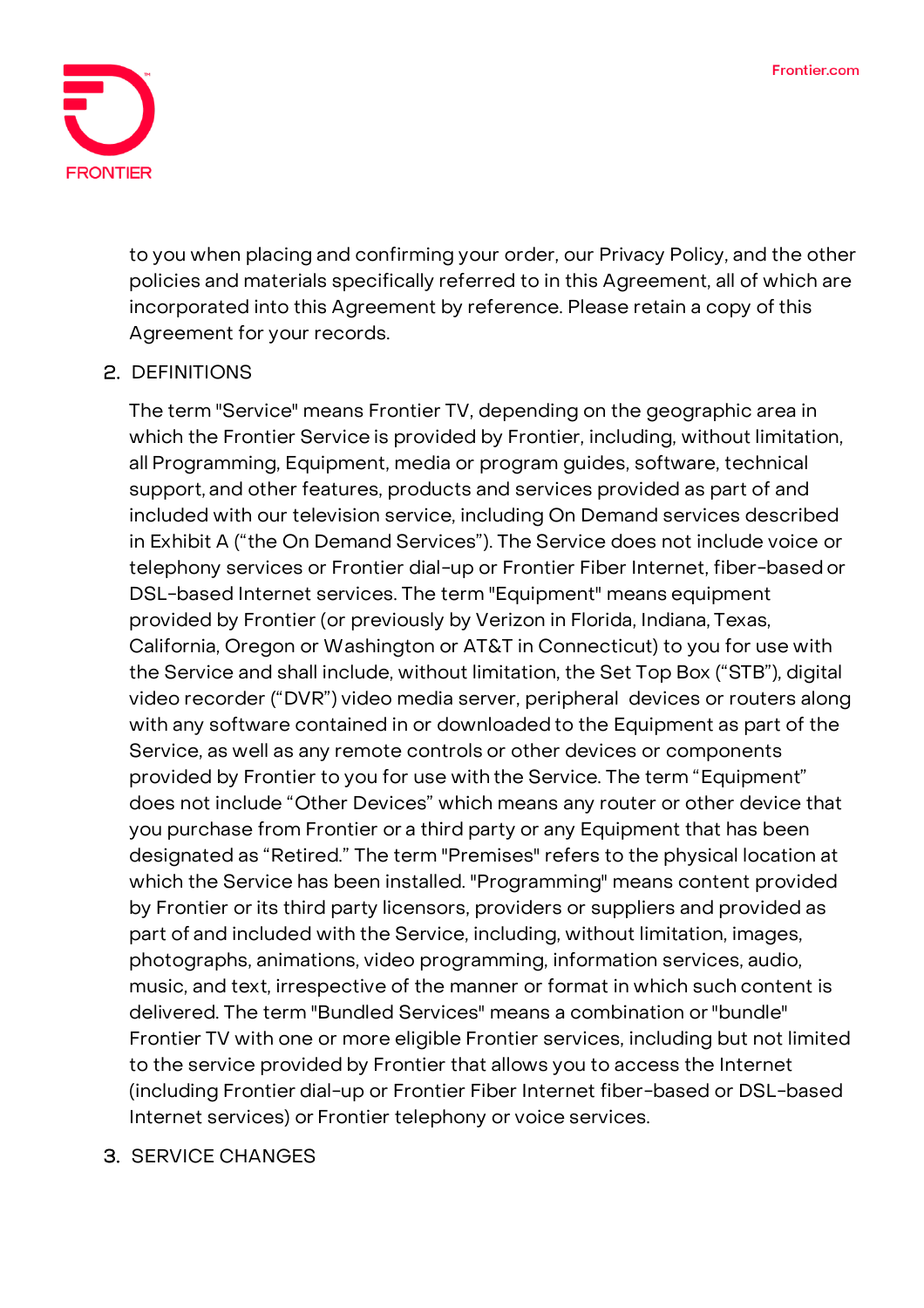to you when placing and confirming your order, our Privacy Policy, and the other policies and materials specifically referred to in this Agreement, all of which are incorporated into this Agreement by reference. Please retain a copy of this Agreement for your records.

2. DEFINITIONS

The term "Service" means Frontier TV, depending on the geographic area in which the Frontier Service is provided by Frontier, including, without limitation, all Programming, Equipment, media or program guides, software, technical support, and other features, products and services provided as part of and included with our television service, including On Demand services described in Exhibit A ("the On Demand Services"). The Service does not include voice or telephony services or Frontier dial-up or Frontier Fiber Internet, fiber-based or DSL-based Internet services. The term "Equipment" means equipment provided by Frontier (or previously by Verizon in Florida, Indiana, Texas, California, Oregon or Washington or AT&T in Connecticut) to you for use with the Service and shall include, without limitation, the Set Top Box ("STB"), digital video recorder ("DVR") video media server, peripheral devices or routers along with any software contained in or downloaded to the Equipment as part of the Service, as well as any remote controls or other devices or components provided by Frontier to you for use with the Service. The term "Equipment" does not include "Other Devices" which means any router or other device that you purchase from Frontier or a third party or any Equipment that has been designated as "Retired." The term "Premises" refers to the physical location at which the Service has been installed. "Programming" means content provided by Frontier or its third party licensors, providers or suppliers and provided as part of and included with the Service, including, without limitation, images, photographs, animations, video programming, information services, audio, music, and text, irrespective of the manner or format in which such content is delivered. The term "Bundled Services" means a combination or "bundle" Frontier TV with one or more eligible Frontier services, including but not limited to the service provided by Frontier that allows you to access the Internet (including Frontier dial-up or Frontier Fiber Internet fiber-based or DSL-based Internet services) or Frontier telephony or voice services.

3. SERVICE CHANGES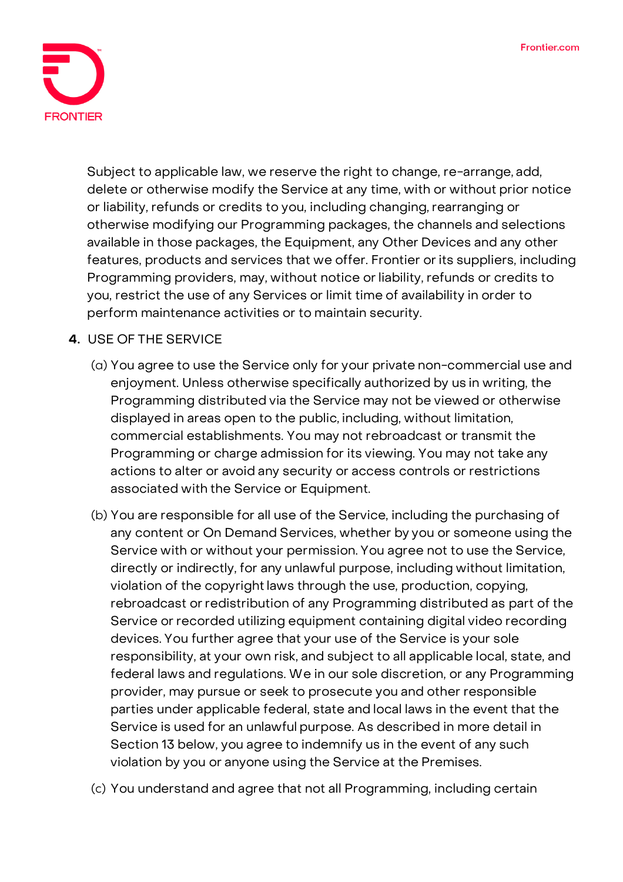Subject to applicable law, we reserve the right to change, re-arrange, add, delete or otherwise modify the Service at any time, with or without prior notice or liability, refunds or credits to you, including changing, rearranging or otherwise modifying our Programming packages, the channels and selections available in those packages, the Equipment, any Other Devices and any other features, products and services that we offer. Frontier or its suppliers, including Programming providers, may, without notice or liability, refunds or credits to you, restrict the use of any Services or limit time of availability in order to perform maintenance activities or to maintain security.

**4.** USE OF THE SERVICE

(a) You agree to use the Service only for your private non-commercial use and enjoyment. Unless otherwise specifically authorized by us in writing, the Programming distributed via the Service may not be viewed or otherwise displayed in areas open to the public, including, without limitation, commercial establishments. You may not rebroadcast or transmit the Programming or charge admission for its viewing. You may not take any actions to alter or avoid any security or access controls or restrictions associated with the Service or Equipment.

(b) You are responsible for all use of the Service, including the purchasing of any content or On Demand Services, whether by you or someone using the Service with or without your permission. You agree not to use the Service, directly or indirectly, for any unlawful purpose, including without limitation, violation of the copyright laws through the use, production, copying, rebroadcast or redistribution of any Programming distributed as part of the Service or recorded utilizing equipment containing digital video recording devices. You further agree that your use of the Service is your sole responsibility, at your own risk, and subject to all applicable local, state, and federal laws and regulations. We in our sole discretion, or any Programming provider, may pursue or seek to prosecute you and other responsible parties under applicable federal, state and local laws in the event that the Service is used for an unlawful purpose. As described in more detail in Section 13 below, you agree to indemnify us in the event of any such violation by you or anyone using the Service at the Premises.

(c) You understand and agree that not all Programming, including certain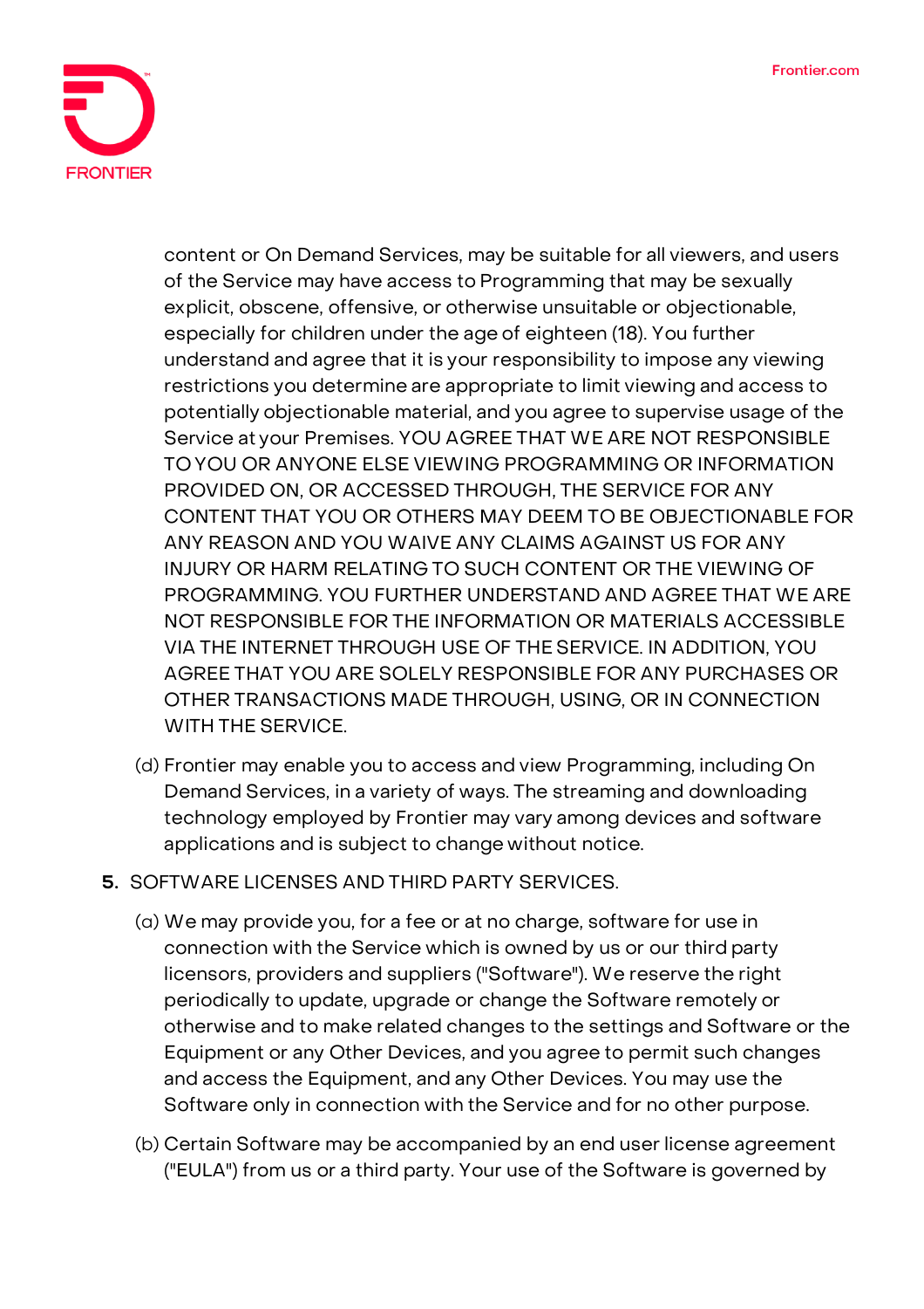content or On Demand Services, may be suitable for all viewers, and users of the Service may have access to Programming that may be sexually explicit, obscene, offensive, or otherwise unsuitable or objectionable, especially for children under the age of eighteen (18). You further understand and agree that it is your responsibility to impose any viewing restrictions you determine are appropriate to limit viewing and access to potentially objectionable material, and you agree to supervise usage of the Service at your Premises. YOU AGREE THAT WE ARE NOT RESPONSIBLE TO YOU OR ANYONE ELSE VIEWING PROGRAMMING OR INFORMATION PROVIDED ON, OR ACCESSED THROUGH, THE SERVICE FOR ANY CONTENT THAT YOU OR OTHERS MAY DEEM TO BE OBJECTIONABLE FOR ANY REASON AND YOU WAIVE ANY CLAIMS AGAINST US FOR ANY INJURY OR HARM RELATING TO SUCH CONTENT OR THE VIEWING OF PROGRAMMING. YOU FURTHER UNDERSTAND AND AGREE THAT WE ARE NOT RESPONSIBLE FOR THE INFORMATION OR MATERIALS ACCESSIBLE VIA THE INTERNET THROUGH USE OF THE SERVICE. IN ADDITION, YOU AGREE THAT YOU ARE SOLELY RESPONSIBLE FOR ANY PURCHASES OR OTHER TRANSACTIONS MADE THROUGH, USING, OR IN CONNECTION WITH THE SERVICE.

(d) Frontier may enable you to access and view Programming, including On Demand Services, in a variety of ways. The streaming and downloading technology employed by Frontier may vary among devices and software applications and is subject to change without notice.

**5.** SOFTWARE LICENSES AND THIRD PARTY SERVICES.

(a) We may provide you, for a fee or at no charge, software for use in connection with the Service which is owned by us or our third party licensors, providers and suppliers ("Software"). We reserve the right periodically to update, upgrade or change the Software remotely or otherwise and to make related changes to the settings and Software or the Equipment or any Other Devices, and you agree to permit such changes and access the Equipment, and any Other Devices. You may use the Software only in connection with the Service and for no other purpose.

(b) Certain Software may be accompanied by an end user license agreement ("EULA") from us or a third party. Your use of the Software is governed by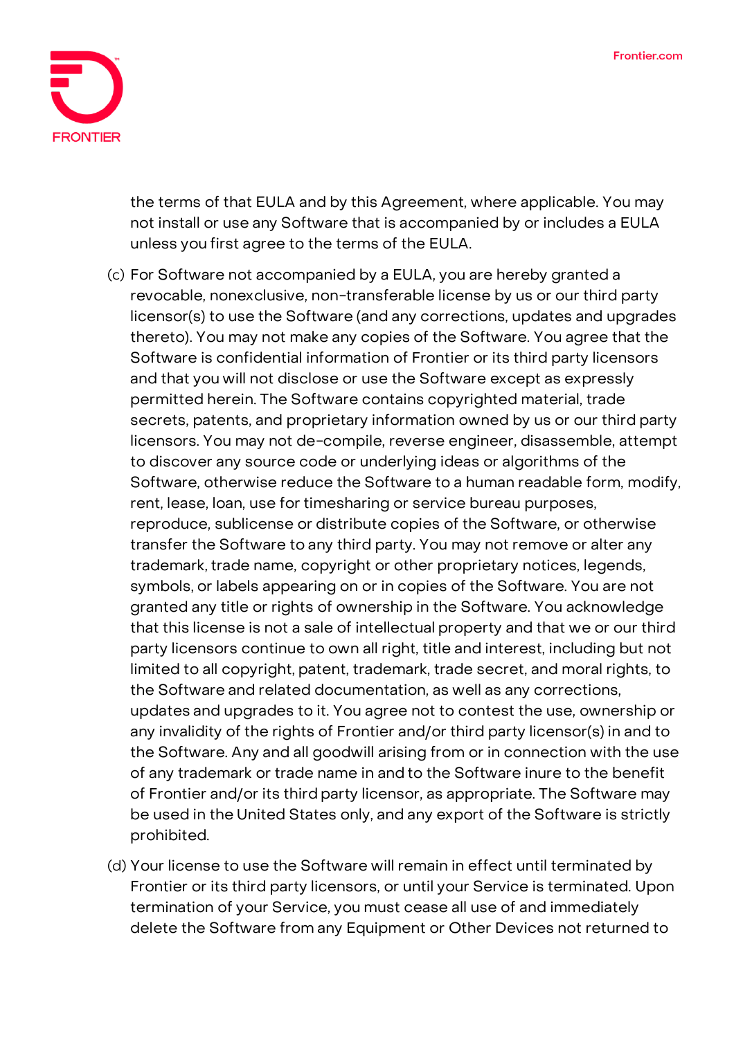the terms of that EULA and by this Agreement, where applicable. You may not install or use any Software that is accompanied by or includes a EULA unless you first agree to the terms of the EULA.

(c) For Software not accompanied by a EULA, you are hereby granted a revocable, nonexclusive, non-transferable license by us or our third party licensor(s) to use the Software (and any corrections, updates and upgrades thereto). You may not make any copies of the Software. You agree that the Software is confidential information of Frontier or its third party licensors and that you will not disclose or use the Software except as expressly permitted herein. The Software contains copyrighted material, trade secrets, patents, and proprietary information owned by us or our third party licensors. You may not de-compile, reverse engineer, disassemble, attempt to discover any source code or underlying ideas or algorithms of the Software, otherwise reduce the Software to a human readable form, modify, rent, lease, loan, use for timesharing or service bureau purposes, reproduce, sublicense or distribute copies of the Software, or otherwise transfer the Software to any third party. You may not remove or alter any trademark, trade name, copyright or other proprietary notices, legends, symbols, or labels appearing on or in copies of the Software. You are not granted any title or rights of ownership in the Software. You acknowledge that this license is not a sale of intellectual property and that we or our third party licensors continue to own all right, title and interest, including but not limited to all copyright, patent, trademark, trade secret, and moral rights, to the Software and related documentation, as well as any corrections, updates and upgrades to it. You agree not to contest the use, ownership or any invalidity of the rights of Frontier and/or third party licensor(s) in and to the Software. Any and all goodwill arising from or in connection with the use of any trademark or trade name in and to the Software inure to the benefit of Frontier and/or its third party licensor, as appropriate. The Software may be used in the United States only, and any export of the Software is strictly prohibited.

(d) Your license to use the Software will remain in effect until terminated by Frontier or its third party licensors, or until your Service is terminated. Upon termination of your Service, you must cease all use of and immediately delete the Software from any Equipment or Other Devices not returned to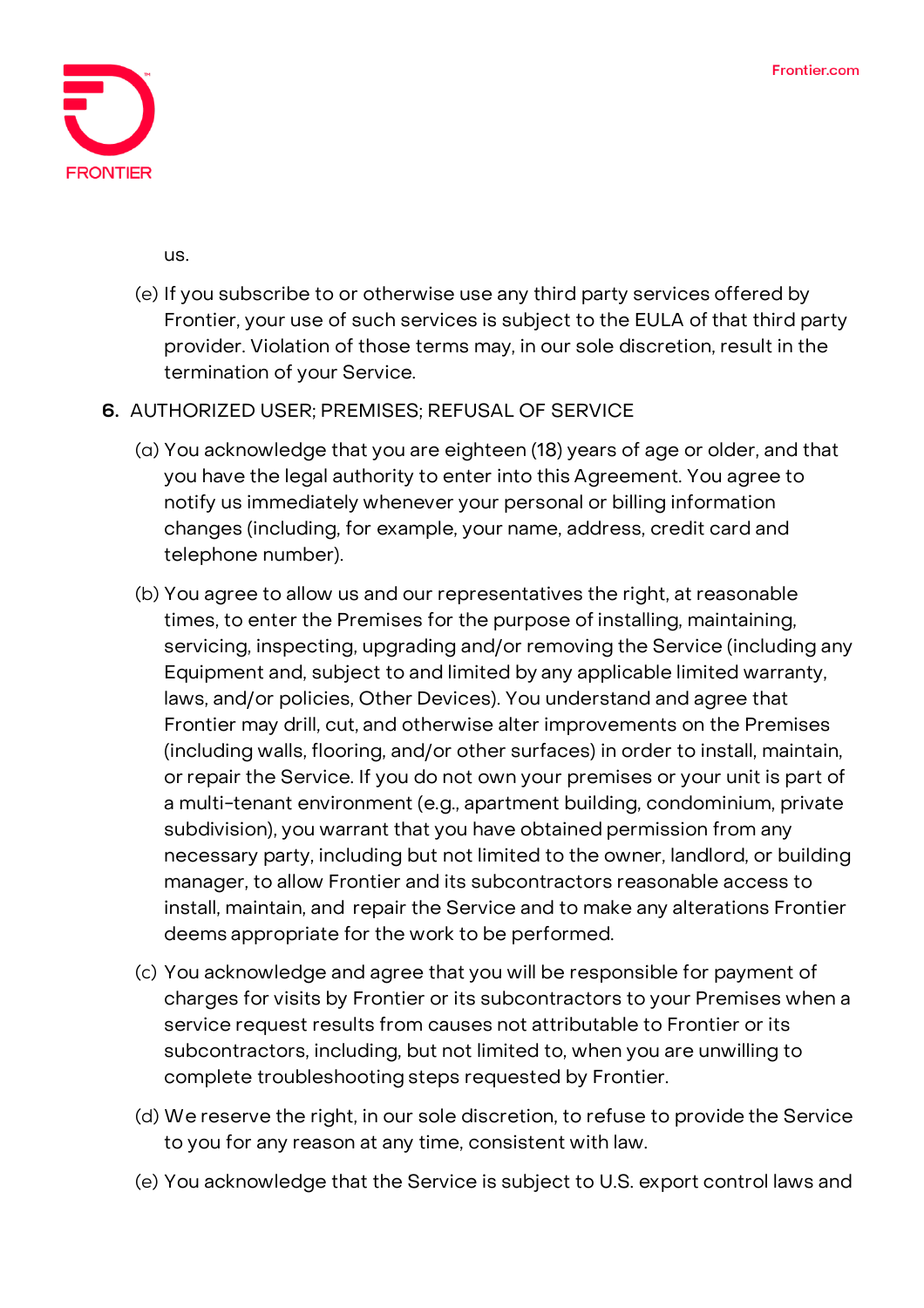us.

(e) If you subscribe to or otherwise use any third party services offered by Frontier, your use of such services is subject to the EULA of that third party provider. Violation of those terms may, in our sole discretion, result in the termination of your Service.

**6.** AUTHORIZED USER; PREMISES; REFUSAL OF SERVICE

(a) You acknowledge that you are eighteen (18) years of age or older, and that you have the legal authority to enter into this Agreement. You agree to notify us immediately whenever your personal or billing information changes (including, for example, your name, address, credit card and telephone number).

(b) You agree to allow us and our representatives the right, at reasonable times, to enter the Premises for the purpose of installing, maintaining, servicing, inspecting, upgrading and/or removing the Service (including any Equipment and, subject to and limited by any applicable limited warranty, laws, and/or policies, Other Devices). You understand and agree that Frontier may drill, cut, and otherwise alter improvements on the Premises (including walls, flooring, and/or other surfaces) in order to install, maintain, or repair the Service. If you do not own your premises or your unit is part of a multi-tenant environment (e.g., apartment building, condominium, private subdivision), you warrant that you have obtained permission from any necessary party, including but not limited to the owner, landlord, or building manager, to allow Frontier and its subcontractors reasonable access to install, maintain, and repair the Service and to make any alterations Frontier deems appropriate for the work to be performed.

(c) You acknowledge and agree that you will be responsible for payment of charges for visits by Frontier or its subcontractors to your Premises when a service request results from causes not attributable to Frontier or its subcontractors, including, but not limited to, when you are unwilling to complete troubleshooting steps requested by Frontier.

(d) We reserve the right, in our sole discretion, to refuse to provide the Service to you for any reason at any time, consistent with law.

(e) You acknowledge that the Service is subject to U.S. export control laws and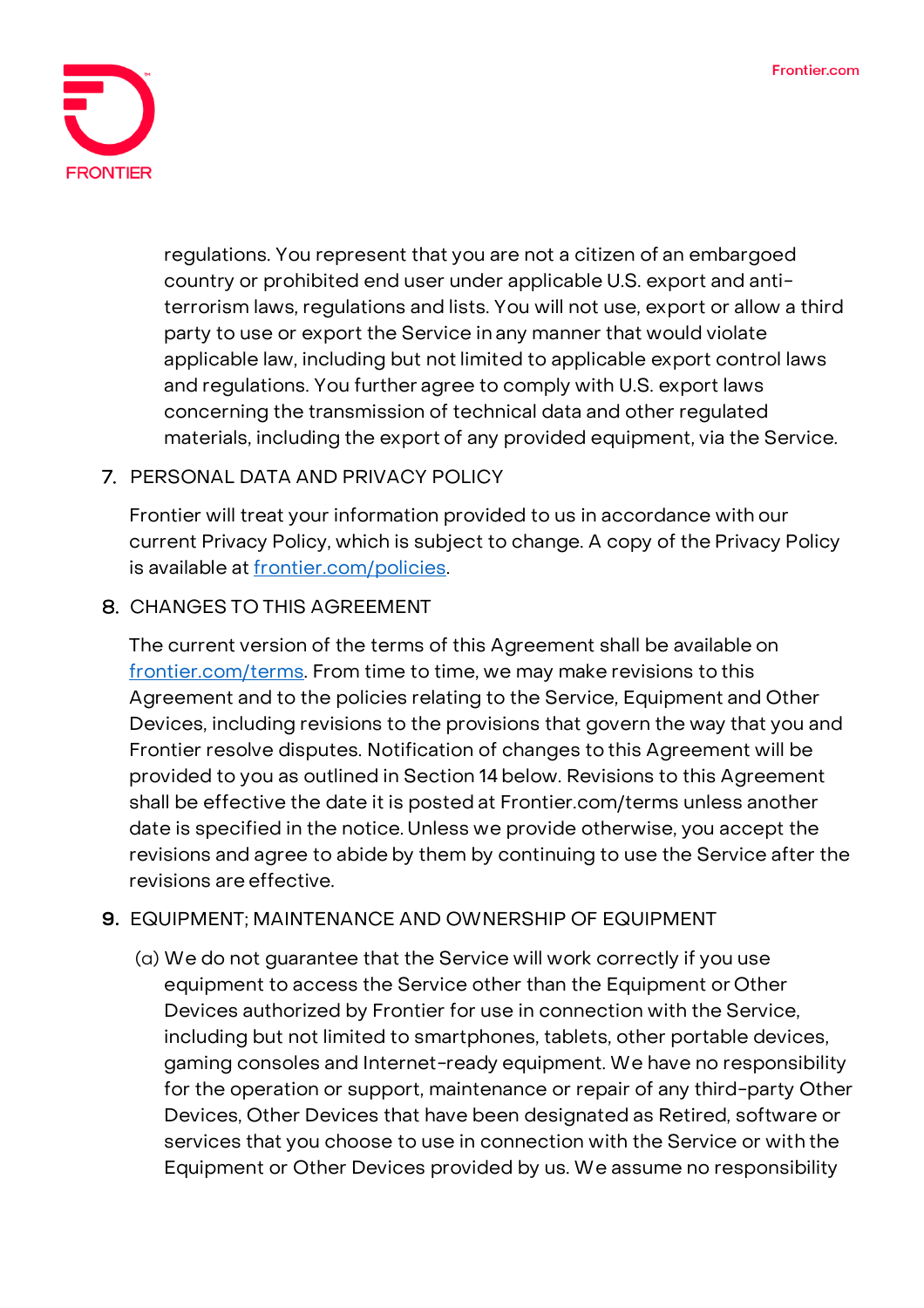regulations. You represent that you are not a citizen of an embargoed country or prohibited end user under applicable U.S. export and anti-terrorism laws, regulations and lists. You will not use, export or allow a third party to use or export the Service in any manner that would violate applicable law, including but not limited to applicable export control laws and regulations. You further agree to comply with U.S. export laws concerning the transmission of technical data and other regulated materials, including the export of any provided equipment, via the Service.

7. PERSONAL DATA AND PRIVACY POLICY

   Frontier will treat your information provided to us in accordance with our current Privacy Policy, which is subject to change. A copy of the Privacy Policy is available at [frontier.com/policies](frontier.com/policies).

8. CHANGES TO THIS AGREEMENT

   The current version of the terms of this Agreement shall be available on [frontier.com/terms](frontier.com/terms). From time to time, we may make revisions to this Agreement and to the policies relating to the Service, Equipment and Other Devices, including revisions to the provisions that govern the way that you and Frontier resolve disputes. Notification of changes to this Agreement will be provided to you as outlined in Section 14 below. Revisions to this Agreement shall be effective the date it is posted at Frontier.com/terms unless another date is specified in the notice. Unless we provide otherwise, you accept the revisions and agree to abide by them by continuing to use the Service after the revisions are effective.

9. EQUIPMENT; MAINTENANCE AND OWNERSHIP OF EQUIPMENT

   (a) We do not guarantee that the Service will work correctly if you use equipment to access the Service other than the Equipment or Other Devices authorized by Frontier for use in connection with the Service, including but not limited to smartphones, tablets, other portable devices, gaming consoles and Internet-ready equipment. We have no responsibility for the operation or support, maintenance or repair of any third-party Other Devices, Other Devices that have been designated as Retired, software or services that you choose to use in connection with the Service or with the Equipment or Other Devices provided by us. We assume no responsibility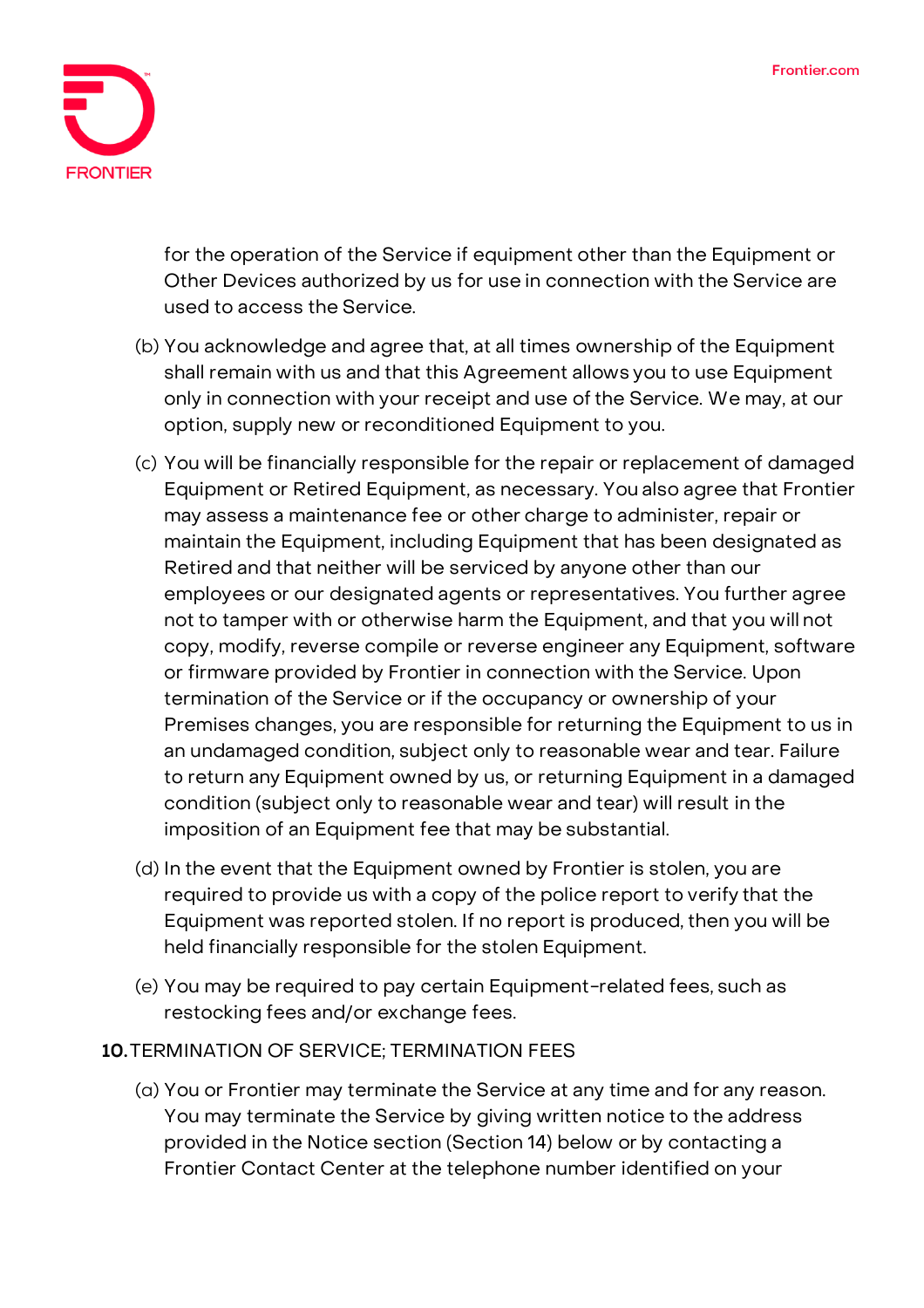for the operation of the Service if equipment other than the Equipment or Other Devices authorized by us for use in connection with the Service are used to access the Service.

(b) You acknowledge and agree that, at all times ownership of the Equipment shall remain with us and that this Agreement allows you to use Equipment only in connection with your receipt and use of the Service. We may, at our option, supply new or reconditioned Equipment to you.

(c) You will be financially responsible for the repair or replacement of damaged Equipment or Retired Equipment, as necessary. You also agree that Frontier may assess a maintenance fee or other charge to administer, repair or maintain the Equipment, including Equipment that has been designated as Retired and that neither will be serviced by anyone other than our employees or our designated agents or representatives. You further agree not to tamper with or otherwise harm the Equipment, and that you will not copy, modify, reverse compile or reverse engineer any Equipment, software or firmware provided by Frontier in connection with the Service. Upon termination of the Service or if the occupancy or ownership of your Premises changes, you are responsible for returning the Equipment to us in an undamaged condition, subject only to reasonable wear and tear. Failure to return any Equipment owned by us, or returning Equipment in a damaged condition (subject only to reasonable wear and tear) will result in the imposition of an Equipment fee that may be substantial.

(d) In the event that the Equipment owned by Frontier is stolen, you are required to provide us with a copy of the police report to verify that the Equipment was reported stolen. If no report is produced, then you will be held financially responsible for the stolen Equipment.

(e) You may be required to pay certain Equipment-related fees, such as restocking fees and/or exchange fees.

## 10. TERMINATION OF SERVICE; TERMINATION FEES

(a) You or Frontier may terminate the Service at any time and for any reason. You may terminate the Service by giving written notice to the address provided in the Notice section (Section 14) below or by contacting a Frontier Contact Center at the telephone number identified on your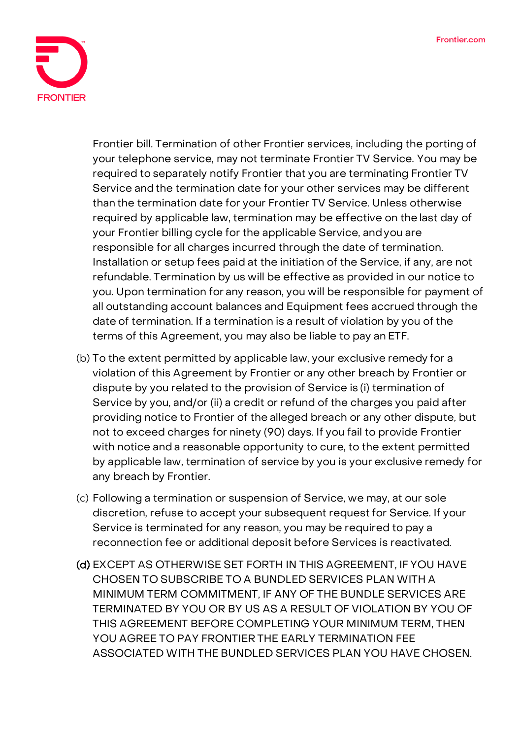Frontier bill. Termination of other Frontier services, including the porting of your telephone service, may not terminate Frontier TV Service. You may be required to separately notify Frontier that you are terminating Frontier TV Service and the termination date for your other services may be different than the termination date for your Frontier TV Service. Unless otherwise required by applicable law, termination may be effective on the last day of your Frontier billing cycle for the applicable Service, and you are responsible for all charges incurred through the date of termination. Installation or setup fees paid at the initiation of the Service, if any, are not refundable. Termination by us will be effective as provided in our notice to you. Upon termination for any reason, you will be responsible for payment of all outstanding account balances and Equipment fees accrued through the date of termination. If a termination is a result of violation by you of the terms of this Agreement, you may also be liable to pay an ETF.

(b) To the extent permitted by applicable law, your exclusive remedy for a violation of this Agreement by Frontier or any other breach by Frontier or dispute by you related to the provision of Service is (i) termination of Service by you, and/or (ii) a credit or refund of the charges you paid after providing notice to Frontier of the alleged breach or any other dispute, but not to exceed charges for ninety (90) days. If you fail to provide Frontier with notice and a reasonable opportunity to cure, to the extent permitted by applicable law, termination of service by you is your exclusive remedy for any breach by Frontier.

(c) Following a termination or suspension of Service, we may, at our sole discretion, refuse to accept your subsequent request for Service. If your Service is terminated for any reason, you may be required to pay a reconnection fee or additional deposit before Services is reactivated.

(d) EXCEPT AS OTHERWISE SET FORTH IN THIS AGREEMENT, IF YOU HAVE CHOSEN TO SUBSCRIBE TO A BUNDLED SERVICES PLAN WITH A MINIMUM TERM COMMITMENT, IF ANY OF THE BUNDLE SERVICES ARE TERMINATED BY YOU OR BY US AS A RESULT OF VIOLATION BY YOU OF THIS AGREEMENT BEFORE COMPLETING YOUR MINIMUM TERM, THEN YOU AGREE TO PAY FRONTIER THE EARLY TERMINATION FEE ASSOCIATED WITH THE BUNDLED SERVICES PLAN YOU HAVE CHOSEN.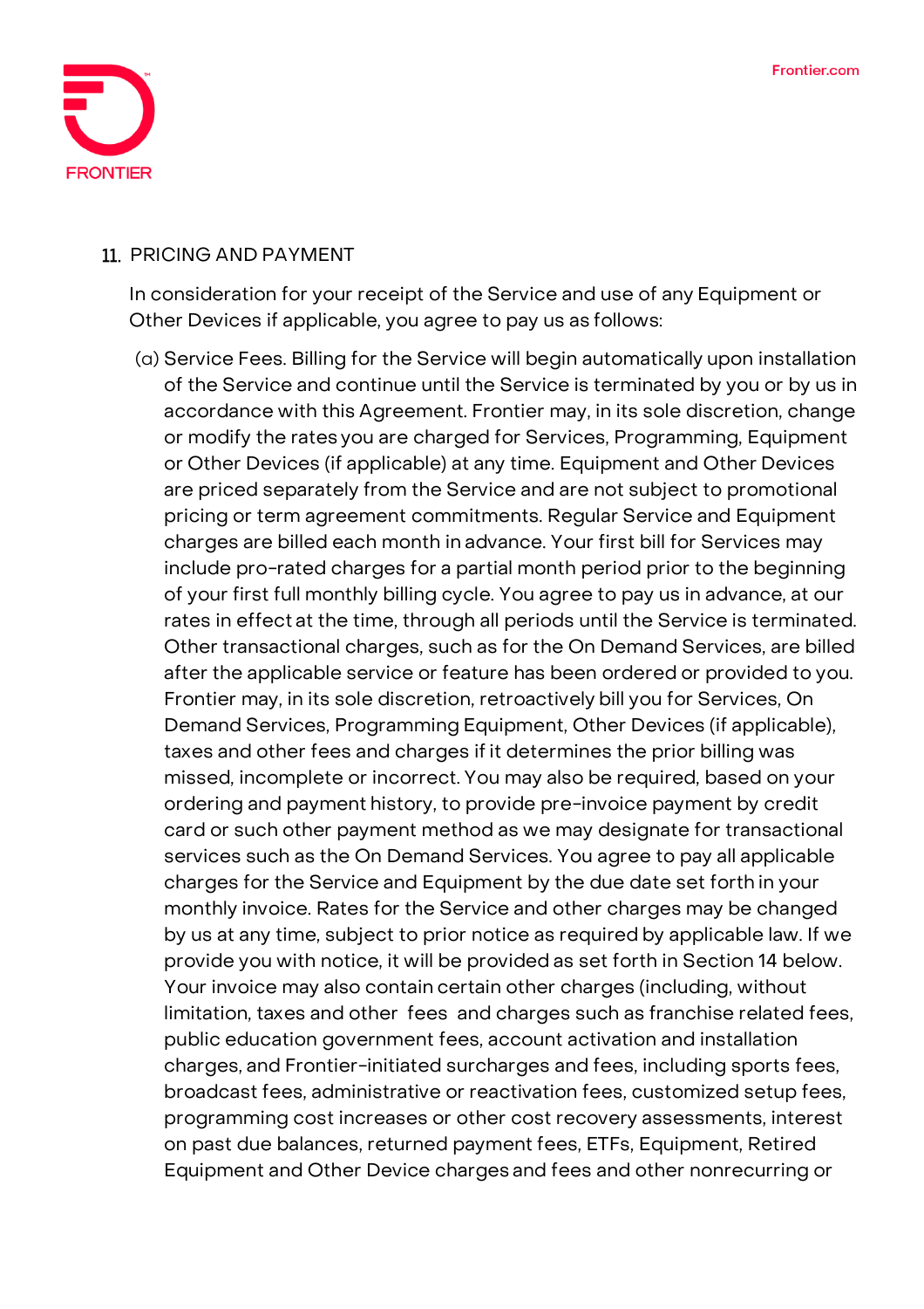## 11. PRICING AND PAYMENT

In consideration for your receipt of the Service and use of any Equipment or Other Devices if applicable, you agree to pay us as follows:

(a) Service Fees. Billing for the Service will begin automatically upon installation of the Service and continue until the Service is terminated by you or by us in accordance with this Agreement. Frontier may, in its sole discretion, change or modify the rates you are charged for Services, Programming, Equipment or Other Devices (if applicable) at any time. Equipment and Other Devices are priced separately from the Service and are not subject to promotional pricing or term agreement commitments. Regular Service and Equipment charges are billed each month in advance. Your first bill for Services may include pro-rated charges for a partial month period prior to the beginning of your first full monthly billing cycle. You agree to pay us in advance, at our rates in effect at the time, through all periods until the Service is terminated. Other transactional charges, such as for the On Demand Services, are billed after the applicable service or feature has been ordered or provided to you. Frontier may, in its sole discretion, retroactively bill you for Services, On Demand Services, Programming Equipment, Other Devices (if applicable), taxes and other fees and charges if it determines the prior billing was missed, incomplete or incorrect. You may also be required, based on your ordering and payment history, to provide pre-invoice payment by credit card or such other payment method as we may designate for transactional services such as the On Demand Services. You agree to pay all applicable charges for the Service and Equipment by the due date set forth in your monthly invoice. Rates for the Service and other charges may be changed by us at any time, subject to prior notice as required by applicable law. If we provide you with notice, it will be provided as set forth in Section 14 below. Your invoice may also contain certain other charges (including, without limitation, taxes and other fees and charges such as franchise related fees, public education government fees, account activation and installation charges, and Frontier-initiated surcharges and fees, including sports fees, broadcast fees, administrative or reactivation fees, customized setup fees, programming cost increases or other cost recovery assessments, interest on past due balances, returned payment fees, ETFs, Equipment, Retired Equipment and Other Device charges and fees and other nonrecurring or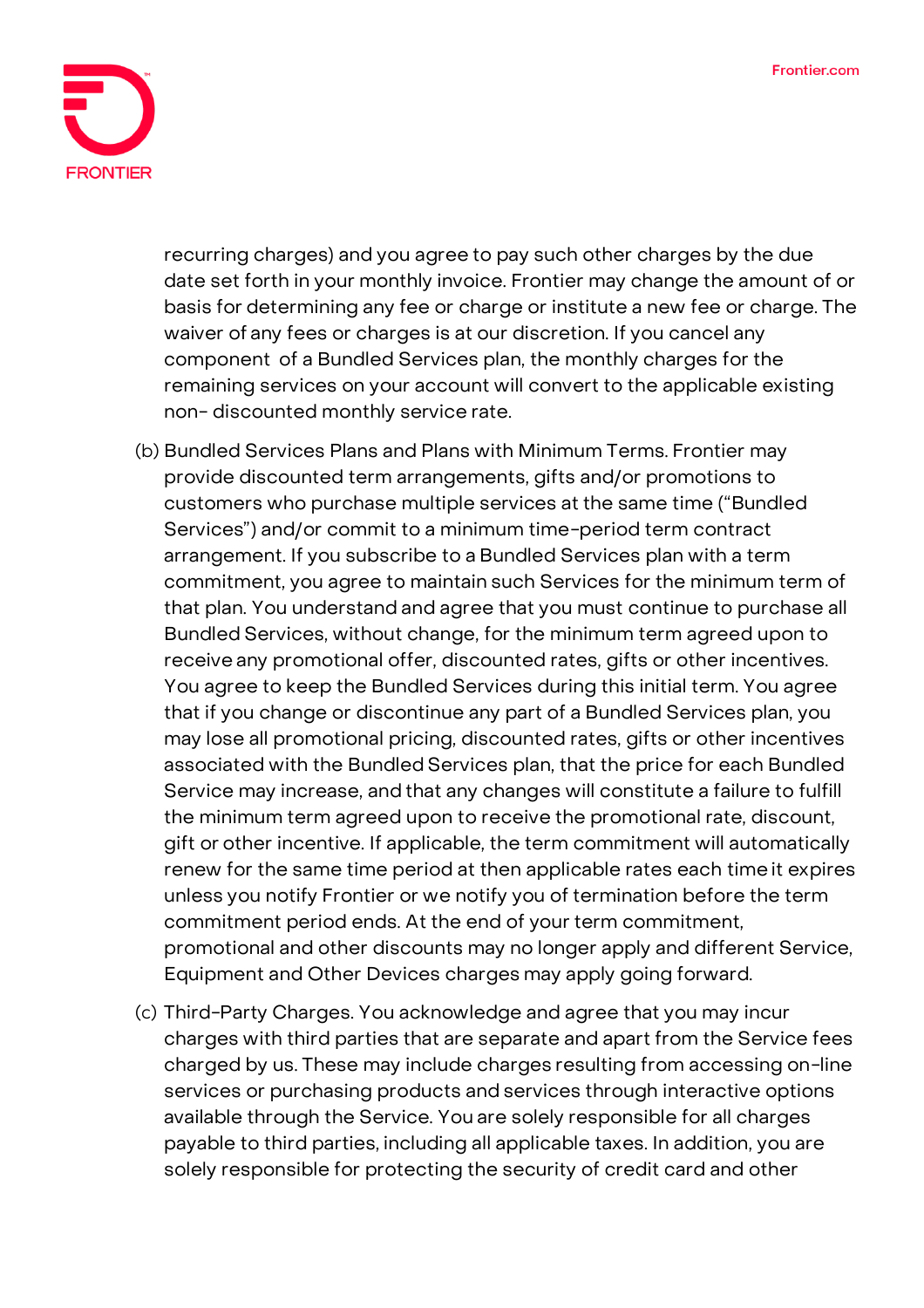recurring charges) and you agree to pay such other charges by the due date set forth in your monthly invoice. Frontier may change the amount of or basis for determining any fee or charge or institute a new fee or charge. The waiver of any fees or charges is at our discretion. If you cancel any component of a Bundled Services plan, the monthly charges for the remaining services on your account will convert to the applicable existing non- discounted monthly service rate.

(b) Bundled Services Plans and Plans with Minimum Terms. Frontier may provide discounted term arrangements, gifts and/or promotions to customers who purchase multiple services at the same time ("Bundled Services") and/or commit to a minimum time-period term contract arrangement. If you subscribe to a Bundled Services plan with a term commitment, you agree to maintain such Services for the minimum term of that plan. You understand and agree that you must continue to purchase all Bundled Services, without change, for the minimum term agreed upon to receive any promotional offer, discounted rates, gifts or other incentives. You agree to keep the Bundled Services during this initial term. You agree that if you change or discontinue any part of a Bundled Services plan, you may lose all promotional pricing, discounted rates, gifts or other incentives associated with the Bundled Services plan, that the price for each Bundled Service may increase, and that any changes will constitute a failure to fulfill the minimum term agreed upon to receive the promotional rate, discount, gift or other incentive. If applicable, the term commitment will automatically renew for the same time period at then applicable rates each time it expires unless you notify Frontier or we notify you of termination before the term commitment period ends. At the end of your term commitment, promotional and other discounts may no longer apply and different Service, Equipment and Other Devices charges may apply going forward.

(c) Third-Party Charges. You acknowledge and agree that you may incur charges with third parties that are separate and apart from the Service fees charged by us. These may include charges resulting from accessing on-line services or purchasing products and services through interactive options available through the Service. You are solely responsible for all charges payable to third parties, including all applicable taxes. In addition, you are solely responsible for protecting the security of credit card and other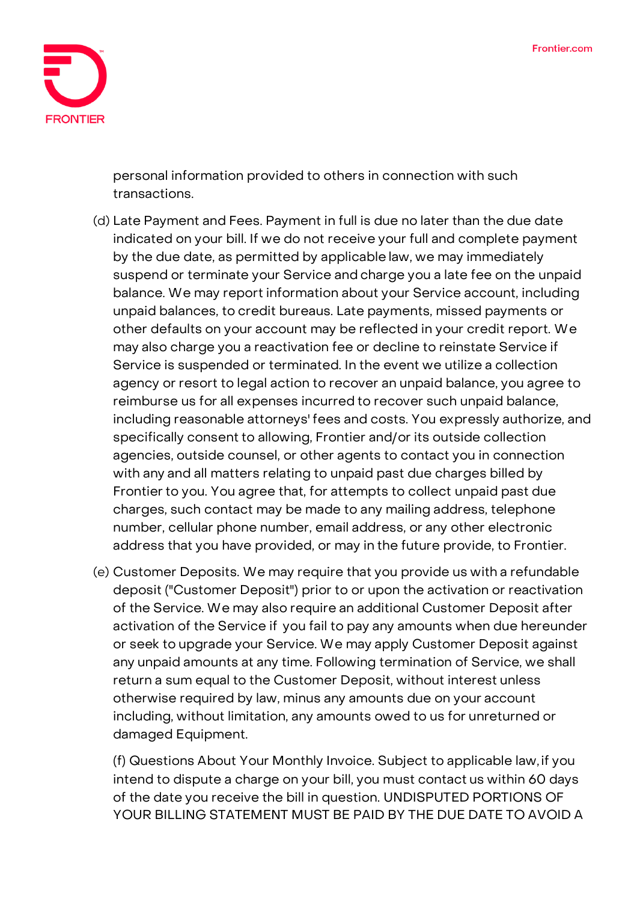personal information provided to others in connection with such transactions.

(d) Late Payment and Fees. Payment in full is due no later than the due date indicated on your bill. If we do not receive your full and complete payment by the due date, as permitted by applicable law, we may immediately suspend or terminate your Service and charge you a late fee on the unpaid balance. We may report information about your Service account, including unpaid balances, to credit bureaus. Late payments, missed payments or other defaults on your account may be reflected in your credit report. We may also charge you a reactivation fee or decline to reinstate Service if Service is suspended or terminated. In the event we utilize a collection agency or resort to legal action to recover an unpaid balance, you agree to reimburse us for all expenses incurred to recover such unpaid balance, including reasonable attorneys' fees and costs. You expressly authorize, and specifically consent to allowing, Frontier and/or its outside collection agencies, outside counsel, or other agents to contact you in connection with any and all matters relating to unpaid past due charges billed by Frontier to you. You agree that, for attempts to collect unpaid past due charges, such contact may be made to any mailing address, telephone number, cellular phone number, email address, or any other electronic address that you have provided, or may in the future provide, to Frontier.

(e) Customer Deposits. We may require that you provide us with a refundable deposit ("Customer Deposit") prior to or upon the activation or reactivation of the Service. We may also require an additional Customer Deposit after activation of the Service if you fail to pay any amounts when due hereunder or seek to upgrade your Service. We may apply Customer Deposit against any unpaid amounts at any time. Following termination of Service, we shall return a sum equal to the Customer Deposit, without interest unless otherwise required by law, minus any amounts due on your account including, without limitation, any amounts owed to us for unreturned or damaged Equipment.

(f) Questions About Your Monthly Invoice. Subject to applicable law, if you intend to dispute a charge on your bill, you must contact us within 60 days of the date you receive the bill in question. UNDISPUTED PORTIONS OF YOUR BILLING STATEMENT MUST BE PAID BY THE DUE DATE TO AVOID A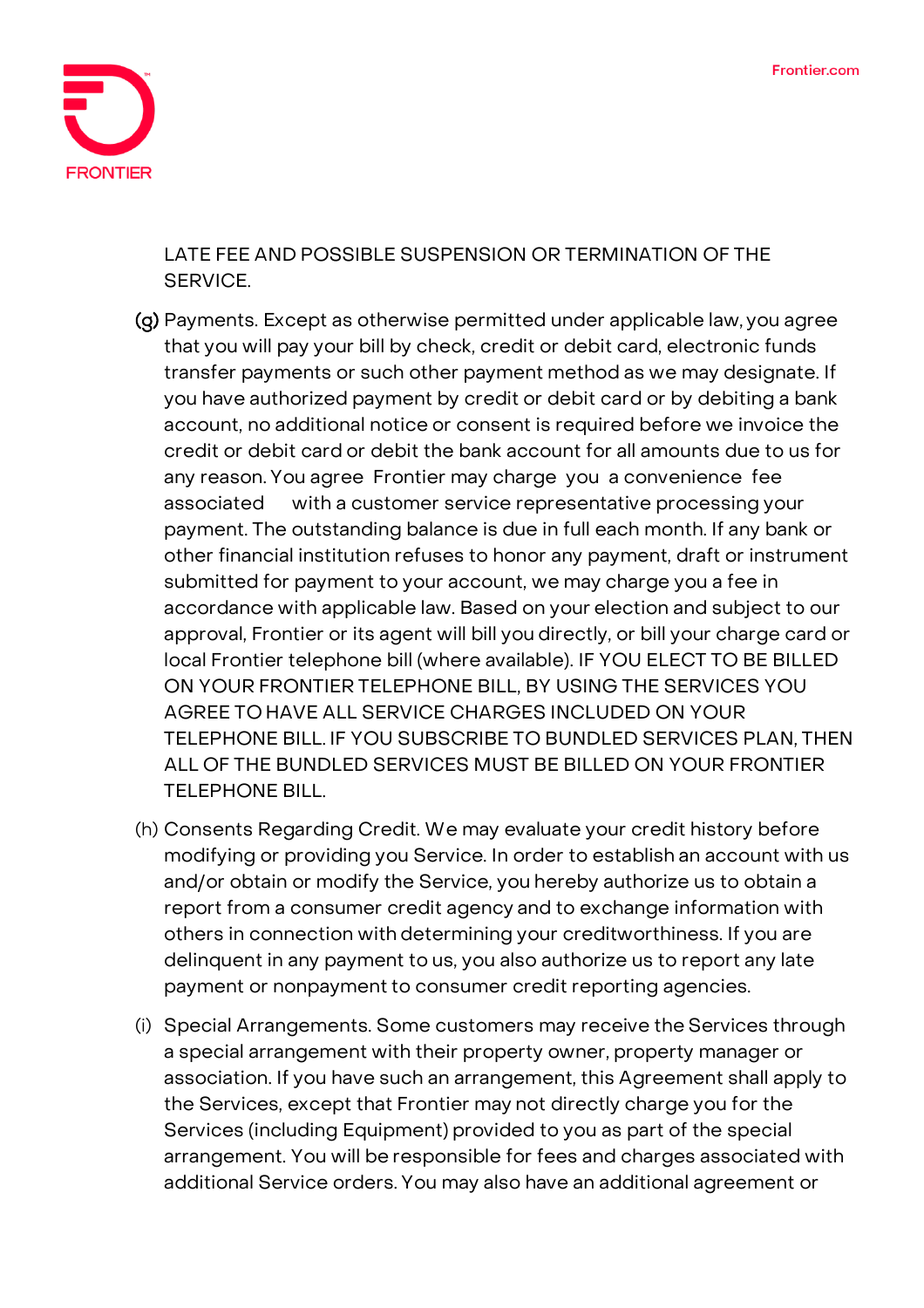LATE FEE AND POSSIBLE SUSPENSION OR TERMINATION OF THE SERVICE.

(g) Payments. Except as otherwise permitted under applicable law, you agree that you will pay your bill by check, credit or debit card, electronic funds transfer payments or such other payment method as we may designate. If you have authorized payment by credit or debit card or by debiting a bank account, no additional notice or consent is required before we invoice the credit or debit card or debit the bank account for all amounts due to us for any reason. You agree Frontier may charge you a convenience fee associated with a customer service representative processing your payment. The outstanding balance is due in full each month. If any bank or other financial institution refuses to honor any payment, draft or instrument submitted for payment to your account, we may charge you a fee in accordance with applicable law. Based on your election and subject to our approval, Frontier or its agent will bill you directly, or bill your charge card or local Frontier telephone bill (where available). IF YOU ELECT TO BE BILLED ON YOUR FRONTIER TELEPHONE BILL, BY USING THE SERVICES YOU AGREE TO HAVE ALL SERVICE CHARGES INCLUDED ON YOUR TELEPHONE BILL. IF YOU SUBSCRIBE TO BUNDLED SERVICES PLAN, THEN ALL OF THE BUNDLED SERVICES MUST BE BILLED ON YOUR FRONTIER TELEPHONE BILL.

(h) Consents Regarding Credit. We may evaluate your credit history before modifying or providing you Service. In order to establish an account with us and/or obtain or modify the Service, you hereby authorize us to obtain a report from a consumer credit agency and to exchange information with others in connection with determining your creditworthiness. If you are delinquent in any payment to us, you also authorize us to report any late payment or nonpayment to consumer credit reporting agencies.

(i) Special Arrangements. Some customers may receive the Services through a special arrangement with their property owner, property manager or association. If you have such an arrangement, this Agreement shall apply to the Services, except that Frontier may not directly charge you for the Services (including Equipment) provided to you as part of the special arrangement. You will be responsible for fees and charges associated with additional Service orders. You may also have an additional agreement or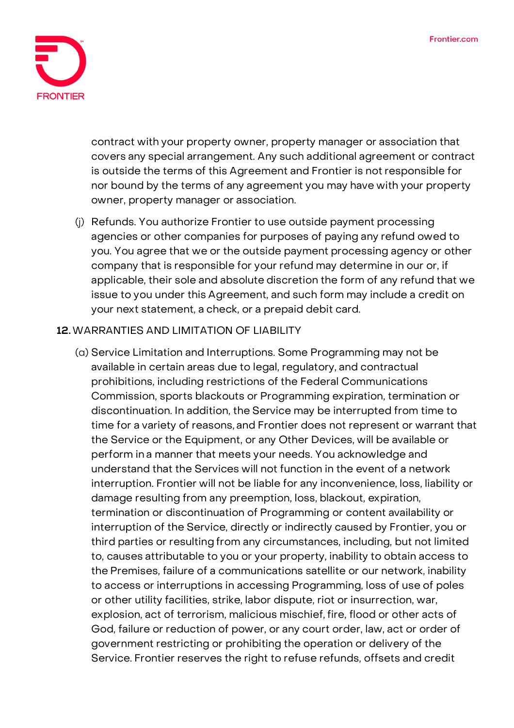contract with your property owner, property manager or association that covers any special arrangement. Any such additional agreement or contract is outside the terms of this Agreement and Frontier is not responsible for nor bound by the terms of any agreement you may have with your property owner, property manager or association.

(j) Refunds. You authorize Frontier to use outside payment processing agencies or other companies for purposes of paying any refund owed to you. You agree that we or the outside payment processing agency or other company that is responsible for your refund may determine in our or, if applicable, their sole and absolute discretion the form of any refund that we issue to you under this Agreement, and such form may include a credit on your next statement, a check, or a prepaid debit card.

**12.** WARRANTIES AND LIMITATION OF LIABILITY

(a) Service Limitation and Interruptions. Some Programming may not be available in certain areas due to legal, regulatory, and contractual prohibitions, including restrictions of the Federal Communications Commission, sports blackouts or Programming expiration, termination or discontinuation. In addition, the Service may be interrupted from time to time for a variety of reasons, and Frontier does not represent or warrant that the Service or the Equipment, or any Other Devices, will be available or perform in a manner that meets your needs. You acknowledge and understand that the Services will not function in the event of a network interruption. Frontier will not be liable for any inconvenience, loss, liability or damage resulting from any preemption, loss, blackout, expiration, termination or discontinuation of Programming or content availability or interruption of the Service, directly or indirectly caused by Frontier, you or third parties or resulting from any circumstances, including, but not limited to, causes attributable to you or your property, inability to obtain access to the Premises, failure of a communications satellite or our network, inability to access or interruptions in accessing Programming, loss of use of poles or other utility facilities, strike, labor dispute, riot or insurrection, war, explosion, act of terrorism, malicious mischief, fire, flood or other acts of God, failure or reduction of power, or any court order, law, act or order of government restricting or prohibiting the operation or delivery of the Service. Frontier reserves the right to refuse refunds, offsets and credit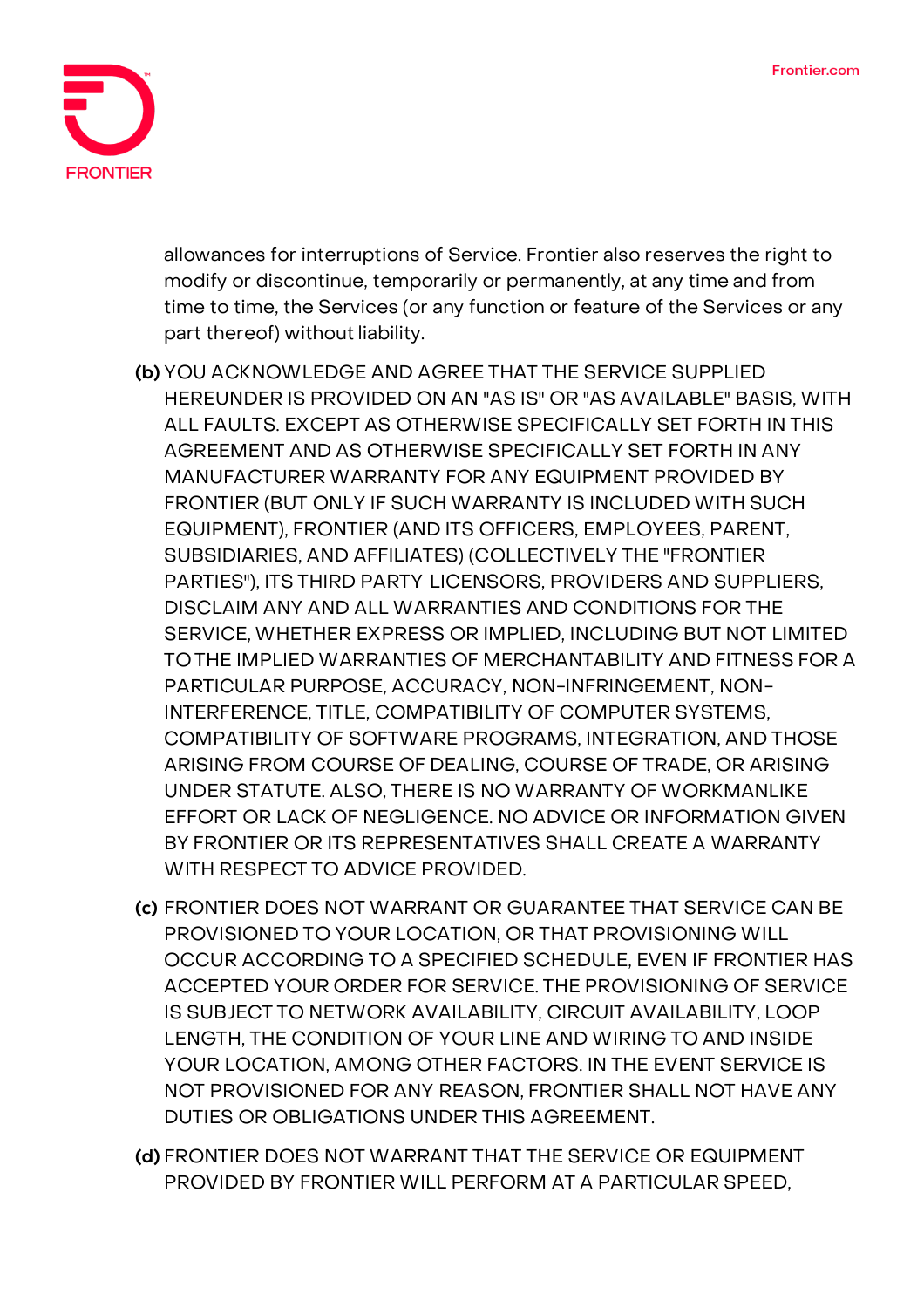allowances for interruptions of Service. Frontier also reserves the right to modify or discontinue, temporarily or permanently, at any time and from time to time, the Services (or any function or feature of the Services or any part thereof) without liability.

**(b)** YOU ACKNOWLEDGE AND AGREE THAT THE SERVICE SUPPLIED HEREUNDER IS PROVIDED ON AN "AS IS" OR "AS AVAILABLE" BASIS, WITH ALL FAULTS. EXCEPT AS OTHERWISE SPECIFICALLY SET FORTH IN THIS AGREEMENT AND AS OTHERWISE SPECIFICALLY SET FORTH IN ANY MANUFACTURER WARRANTY FOR ANY EQUIPMENT PROVIDED BY FRONTIER (BUT ONLY IF SUCH WARRANTY IS INCLUDED WITH SUCH EQUIPMENT), FRONTIER (AND ITS OFFICERS, EMPLOYEES, PARENT, SUBSIDIARIES, AND AFFILIATES) (COLLECTIVELY THE "FRONTIER PARTIES"), ITS THIRD PARTY LICENSORS, PROVIDERS AND SUPPLIERS, DISCLAIM ANY AND ALL WARRANTIES AND CONDITIONS FOR THE SERVICE, WHETHER EXPRESS OR IMPLIED, INCLUDING BUT NOT LIMITED TO THE IMPLIED WARRANTIES OF MERCHANTABILITY AND FITNESS FOR A PARTICULAR PURPOSE, ACCURACY, NON-INFRINGEMENT, NON-INTERFERENCE, TITLE, COMPATIBILITY OF COMPUTER SYSTEMS, COMPATIBILITY OF SOFTWARE PROGRAMS, INTEGRATION, AND THOSE ARISING FROM COURSE OF DEALING, COURSE OF TRADE, OR ARISING UNDER STATUTE. ALSO, THERE IS NO WARRANTY OF WORKMANLIKE EFFORT OR LACK OF NEGLIGENCE. NO ADVICE OR INFORMATION GIVEN BY FRONTIER OR ITS REPRESENTATIVES SHALL CREATE A WARRANTY WITH RESPECT TO ADVICE PROVIDED.

**(c)** FRONTIER DOES NOT WARRANT OR GUARANTEE THAT SERVICE CAN BE PROVISIONED TO YOUR LOCATION, OR THAT PROVISIONING WILL OCCUR ACCORDING TO A SPECIFIED SCHEDULE, EVEN IF FRONTIER HAS ACCEPTED YOUR ORDER FOR SERVICE. THE PROVISIONING OF SERVICE IS SUBJECT TO NETWORK AVAILABILITY, CIRCUIT AVAILABILITY, LOOP LENGTH, THE CONDITION OF YOUR LINE AND WIRING TO AND INSIDE YOUR LOCATION, AMONG OTHER FACTORS. IN THE EVENT SERVICE IS NOT PROVISIONED FOR ANY REASON, FRONTIER SHALL NOT HAVE ANY DUTIES OR OBLIGATIONS UNDER THIS AGREEMENT.

**(d)** FRONTIER DOES NOT WARRANT THAT THE SERVICE OR EQUIPMENT PROVIDED BY FRONTIER WILL PERFORM AT A PARTICULAR SPEED,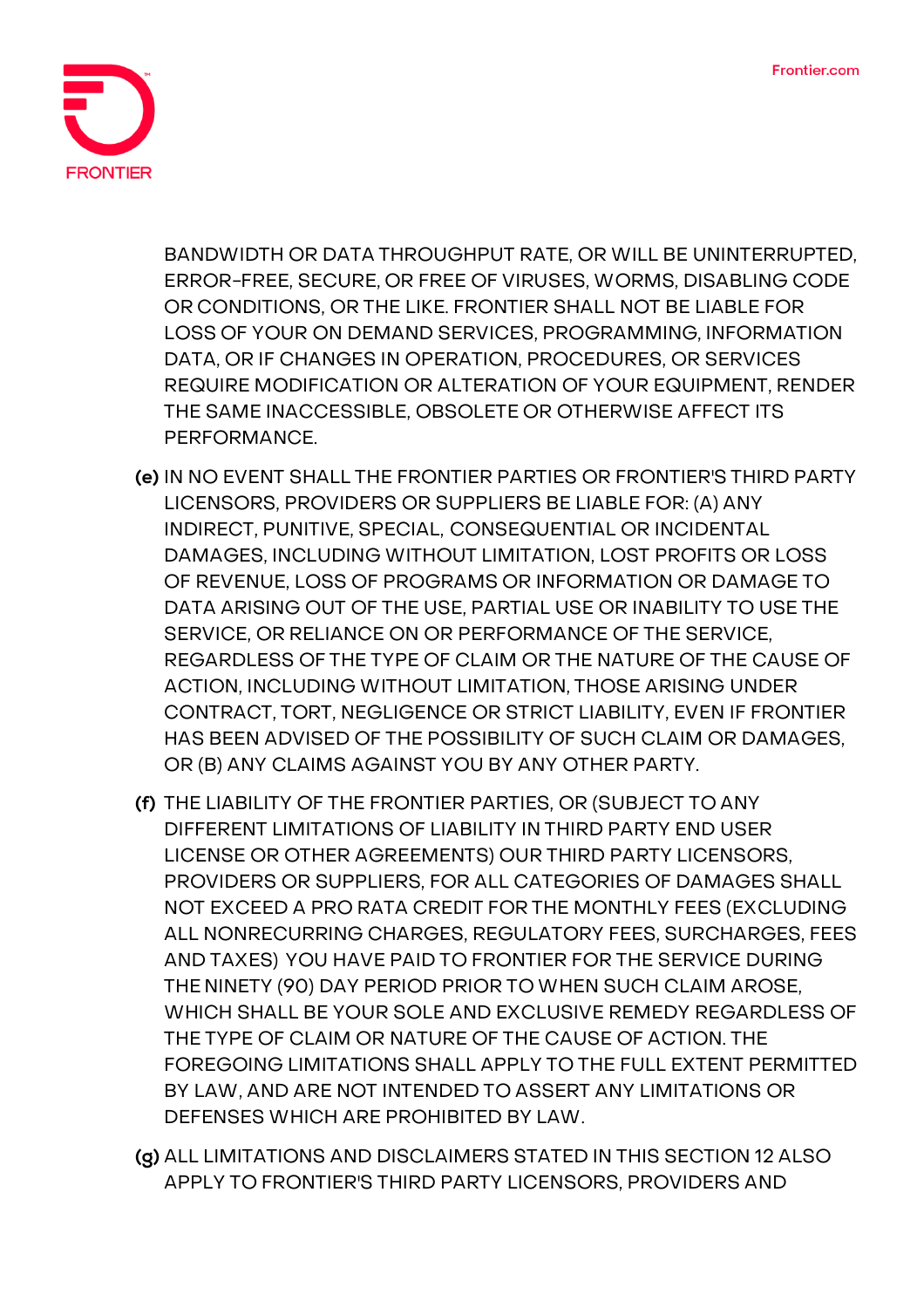BANDWIDTH OR DATA THROUGHPUT RATE, OR WILL BE UNINTERRUPTED, ERROR-FREE, SECURE, OR FREE OF VIRUSES, WORMS, DISABLING CODE OR CONDITIONS, OR THE LIKE. FRONTIER SHALL NOT BE LIABLE FOR LOSS OF YOUR ON DEMAND SERVICES, PROGRAMMING, INFORMATION DATA, OR IF CHANGES IN OPERATION, PROCEDURES, OR SERVICES REQUIRE MODIFICATION OR ALTERATION OF YOUR EQUIPMENT, RENDER THE SAME INACCESSIBLE, OBSOLETE OR OTHERWISE AFFECT ITS PERFORMANCE.

**(e)** IN NO EVENT SHALL THE FRONTIER PARTIES OR FRONTIER'S THIRD PARTY LICENSORS, PROVIDERS OR SUPPLIERS BE LIABLE FOR: (A) ANY INDIRECT, PUNITIVE, SPECIAL, CONSEQUENTIAL OR INCIDENTAL DAMAGES, INCLUDING WITHOUT LIMITATION, LOST PROFITS OR LOSS OF REVENUE, LOSS OF PROGRAMS OR INFORMATION OR DAMAGE TO DATA ARISING OUT OF THE USE, PARTIAL USE OR INABILITY TO USE THE SERVICE, OR RELIANCE ON OR PERFORMANCE OF THE SERVICE, REGARDLESS OF THE TYPE OF CLAIM OR THE NATURE OF THE CAUSE OF ACTION, INCLUDING WITHOUT LIMITATION, THOSE ARISING UNDER CONTRACT, TORT, NEGLIGENCE OR STRICT LIABILITY, EVEN IF FRONTIER HAS BEEN ADVISED OF THE POSSIBILITY OF SUCH CLAIM OR DAMAGES, OR (B) ANY CLAIMS AGAINST YOU BY ANY OTHER PARTY.

**(f)** THE LIABILITY OF THE FRONTIER PARTIES, OR (SUBJECT TO ANY DIFFERENT LIMITATIONS OF LIABILITY IN THIRD PARTY END USER LICENSE OR OTHER AGREEMENTS) OUR THIRD PARTY LICENSORS, PROVIDERS OR SUPPLIERS, FOR ALL CATEGORIES OF DAMAGES SHALL NOT EXCEED A PRO RATA CREDIT FOR THE MONTHLY FEES (EXCLUDING ALL NONRECURRING CHARGES, REGULATORY FEES, SURCHARGES, FEES AND TAXES) YOU HAVE PAID TO FRONTIER FOR THE SERVICE DURING THE NINETY (90) DAY PERIOD PRIOR TO WHEN SUCH CLAIM AROSE, WHICH SHALL BE YOUR SOLE AND EXCLUSIVE REMEDY REGARDLESS OF THE TYPE OF CLAIM OR NATURE OF THE CAUSE OF ACTION. THE FOREGOING LIMITATIONS SHALL APPLY TO THE FULL EXTENT PERMITTED BY LAW, AND ARE NOT INTENDED TO ASSERT ANY LIMITATIONS OR DEFENSES WHICH ARE PROHIBITED BY LAW.

**(g)** ALL LIMITATIONS AND DISCLAIMERS STATED IN THIS SECTION 12 ALSO APPLY TO FRONTIER'S THIRD PARTY LICENSORS, PROVIDERS AND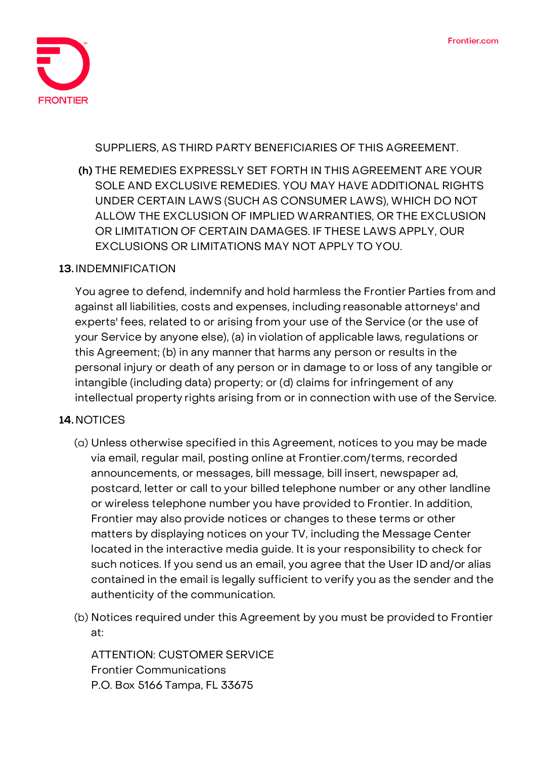SUPPLIERS, AS THIRD PARTY BENEFICIARIES OF THIS AGREEMENT.

**(h)** THE REMEDIES EXPRESSLY SET FORTH IN THIS AGREEMENT ARE YOUR SOLE AND EXCLUSIVE REMEDIES. YOU MAY HAVE ADDITIONAL RIGHTS UNDER CERTAIN LAWS (SUCH AS CONSUMER LAWS), WHICH DO NOT ALLOW THE EXCLUSION OF IMPLIED WARRANTIES, OR THE EXCLUSION OR LIMITATION OF CERTAIN DAMAGES. IF THESE LAWS APPLY, OUR EXCLUSIONS OR LIMITATIONS MAY NOT APPLY TO YOU.

**13.** INDEMNIFICATION

You agree to defend, indemnify and hold harmless the Frontier Parties from and against all liabilities, costs and expenses, including reasonable attorneys' and experts' fees, related to or arising from your use of the Service (or the use of your Service by anyone else), (a) in violation of applicable laws, regulations or this Agreement; (b) in any manner that harms any person or results in the personal injury or death of any person or in damage to or loss of any tangible or intangible (including data) property; or (d) claims for infringement of any intellectual property rights arising from or in connection with use of the Service.

**14.** NOTICES

(a) Unless otherwise specified in this Agreement, notices to you may be made via email, regular mail, posting online at Frontier.com/terms, recorded announcements, or messages, bill message, bill insert, newspaper ad, postcard, letter or call to your billed telephone number or any other landline or wireless telephone number you have provided to Frontier. In addition, Frontier may also provide notices or changes to these terms or other matters by displaying notices on your TV, including the Message Center located in the interactive media guide. It is your responsibility to check for such notices. If you send us an email, you agree that the User ID and/or alias contained in the email is legally sufficient to verify you as the sender and the authenticity of the communication.

(b) Notices required under this Agreement by you must be provided to Frontier at:

ATTENTION: CUSTOMER SERVICE
Frontier Communications
P.O. Box 5166 Tampa, FL 33675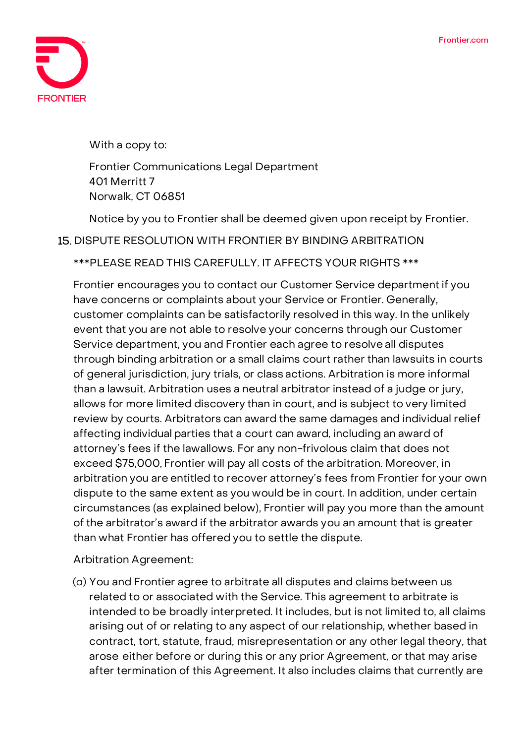With a copy to:

Frontier Communications Legal Department
401 Merritt 7
Norwalk, CT 06851

Notice by you to Frontier shall be deemed given upon receipt by Frontier.

## 15. DISPUTE RESOLUTION WITH FRONTIER BY BINDING ARBITRATION

***PLEASE READ THIS CAREFULLY. IT AFFECTS YOUR RIGHTS ***

Frontier encourages you to contact our Customer Service department if you have concerns or complaints about your Service or Frontier. Generally, customer complaints can be satisfactorily resolved in this way. In the unlikely event that you are not able to resolve your concerns through our Customer Service department, you and Frontier each agree to resolve all disputes through binding arbitration or a small claims court rather than lawsuits in courts of general jurisdiction, jury trials, or class actions. Arbitration is more informal than a lawsuit. Arbitration uses a neutral arbitrator instead of a judge or jury, allows for more limited discovery than in court, and is subject to very limited review by courts. Arbitrators can award the same damages and individual relief affecting individual parties that a court can award, including an award of attorney's fees if the lawallows. For any non-frivolous claim that does not exceed $75,000, Frontier will pay all costs of the arbitration. Moreover, in arbitration you are entitled to recover attorney's fees from Frontier for your own dispute to the same extent as you would be in court. In addition, under certain circumstances (as explained below), Frontier will pay you more than the amount of the arbitrator's award if the arbitrator awards you an amount that is greater than what Frontier has offered you to settle the dispute.

Arbitration Agreement:

(a) You and Frontier agree to arbitrate all disputes and claims between us related to or associated with the Service. This agreement to arbitrate is intended to be broadly interpreted. It includes, but is not limited to, all claims arising out of or relating to any aspect of our relationship, whether based in contract, tort, statute, fraud, misrepresentation or any other legal theory, that arose either before or during this or any prior Agreement, or that may arise after termination of this Agreement. It also includes claims that currently are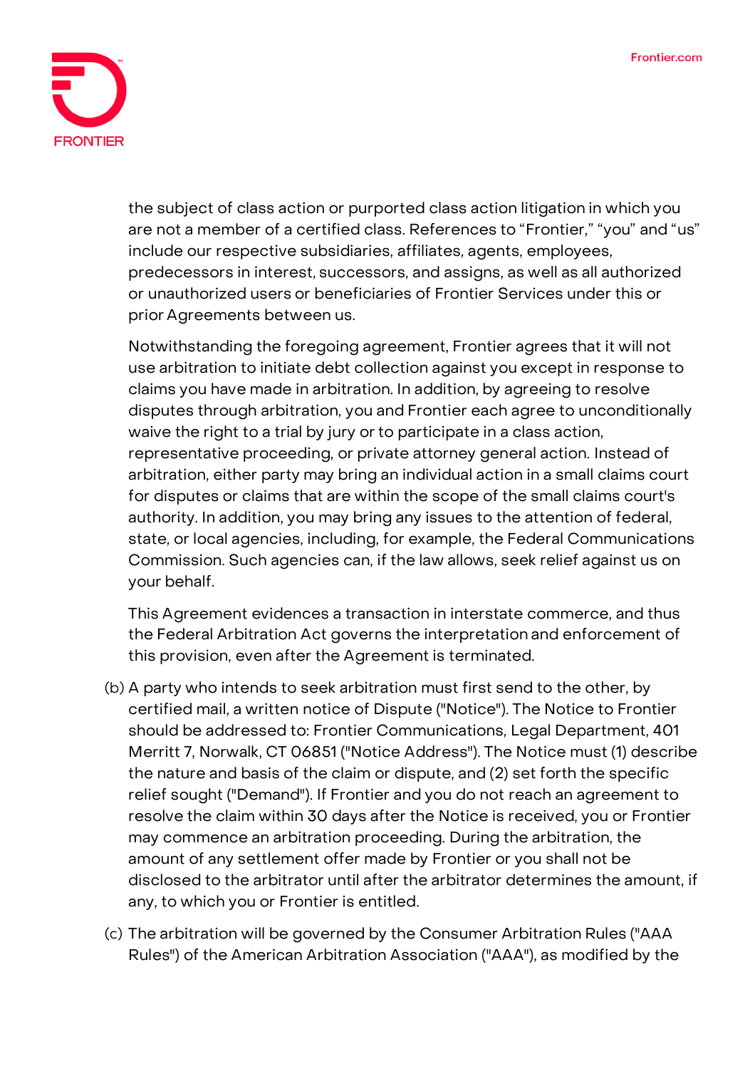the subject of class action or purported class action litigation in which you are not a member of a certified class. References to “Frontier,” “you” and “us” include our respective subsidiaries, affiliates, agents, employees, predecessors in interest, successors, and assigns, as well as all authorized or unauthorized users or beneficiaries of Frontier Services under this or prior Agreements between us.

Notwithstanding the foregoing agreement, Frontier agrees that it will not use arbitration to initiate debt collection against you except in response to claims you have made in arbitration. In addition, by agreeing to resolve disputes through arbitration, you and Frontier each agree to unconditionally waive the right to a trial by jury or to participate in a class action, representative proceeding, or private attorney general action. Instead of arbitration, either party may bring an individual action in a small claims court for disputes or claims that are within the scope of the small claims court's authority. In addition, you may bring any issues to the attention of federal, state, or local agencies, including, for example, the Federal Communications Commission. Such agencies can, if the law allows, seek relief against us on your behalf.

This Agreement evidences a transaction in interstate commerce, and thus the Federal Arbitration Act governs the interpretation and enforcement of this provision, even after the Agreement is terminated.

(b) A party who intends to seek arbitration must first send to the other, by certified mail, a written notice of Dispute ("Notice"). The Notice to Frontier should be addressed to: Frontier Communications, Legal Department, 401 Merritt 7, Norwalk, CT 06851 ("Notice Address"). The Notice must (1) describe the nature and basis of the claim or dispute, and (2) set forth the specific relief sought ("Demand"). If Frontier and you do not reach an agreement to resolve the claim within 30 days after the Notice is received, you or Frontier may commence an arbitration proceeding. During the arbitration, the amount of any settlement offer made by Frontier or you shall not be disclosed to the arbitrator until after the arbitrator determines the amount, if any, to which you or Frontier is entitled.

(c) The arbitration will be governed by the Consumer Arbitration Rules ("AAA Rules") of the American Arbitration Association ("AAA"), as modified by the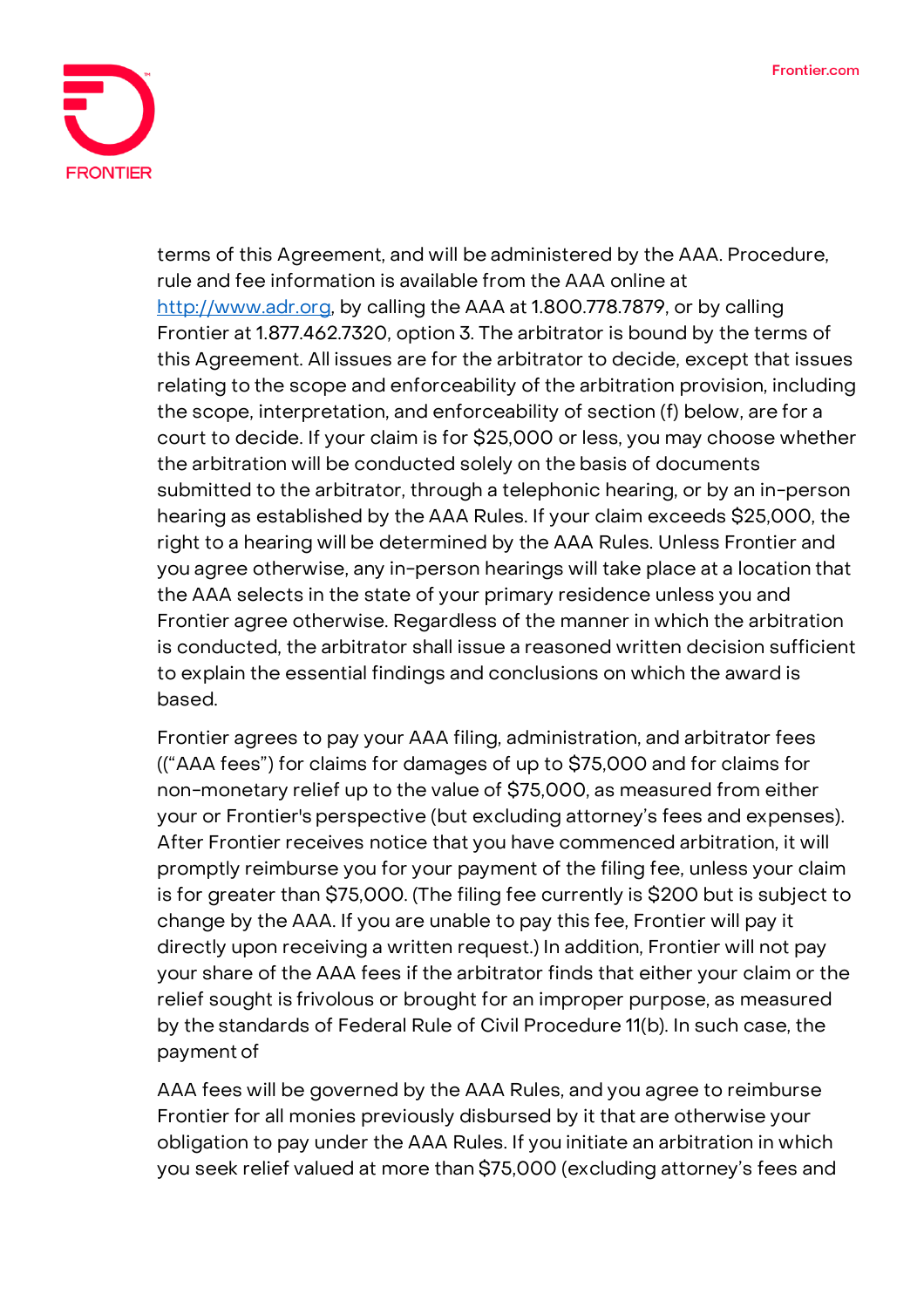terms of this Agreement, and will be administered by the AAA. Procedure, rule and fee information is available from the AAA online at [http://www.adr.org](http://www.adr.org), by calling the AAA at 1.800.778.7879, or by calling Frontier at 1.877.462.7320, option 3. The arbitrator is bound by the terms of this Agreement. All issues are for the arbitrator to decide, except that issues relating to the scope and enforceability of the arbitration provision, including the scope, interpretation, and enforceability of section (f) below, are for a court to decide. If your claim is for $25,000 or less, you may choose whether the arbitration will be conducted solely on the basis of documents submitted to the arbitrator, through a telephonic hearing, or by an in-person hearing as established by the AAA Rules. If your claim exceeds $25,000, the right to a hearing will be determined by the AAA Rules. Unless Frontier and you agree otherwise, any in-person hearings will take place at a location that the AAA selects in the state of your primary residence unless you and Frontier agree otherwise. Regardless of the manner in which the arbitration is conducted, the arbitrator shall issue a reasoned written decision sufficient to explain the essential findings and conclusions on which the award is based.

Frontier agrees to pay your AAA filing, administration, and arbitrator fees ((“AAA fees”) for claims for damages of up to $75,000 and for claims for non-monetary relief up to the value of $75,000, as measured from either your or Frontier's perspective (but excluding attorney’s fees and expenses). After Frontier receives notice that you have commenced arbitration, it will promptly reimburse you for your payment of the filing fee, unless your claim is for greater than $75,000. (The filing fee currently is $200 but is subject to change by the AAA. If you are unable to pay this fee, Frontier will pay it directly upon receiving a written request.) In addition, Frontier will not pay your share of the AAA fees if the arbitrator finds that either your claim or the relief sought is frivolous or brought for an improper purpose, as measured by the standards of Federal Rule of Civil Procedure 11(b). In such case, the payment of

AAA fees will be governed by the AAA Rules, and you agree to reimburse Frontier for all monies previously disbursed by it that are otherwise your obligation to pay under the AAA Rules. If you initiate an arbitration in which you seek relief valued at more than $75,000 (excluding attorney’s fees and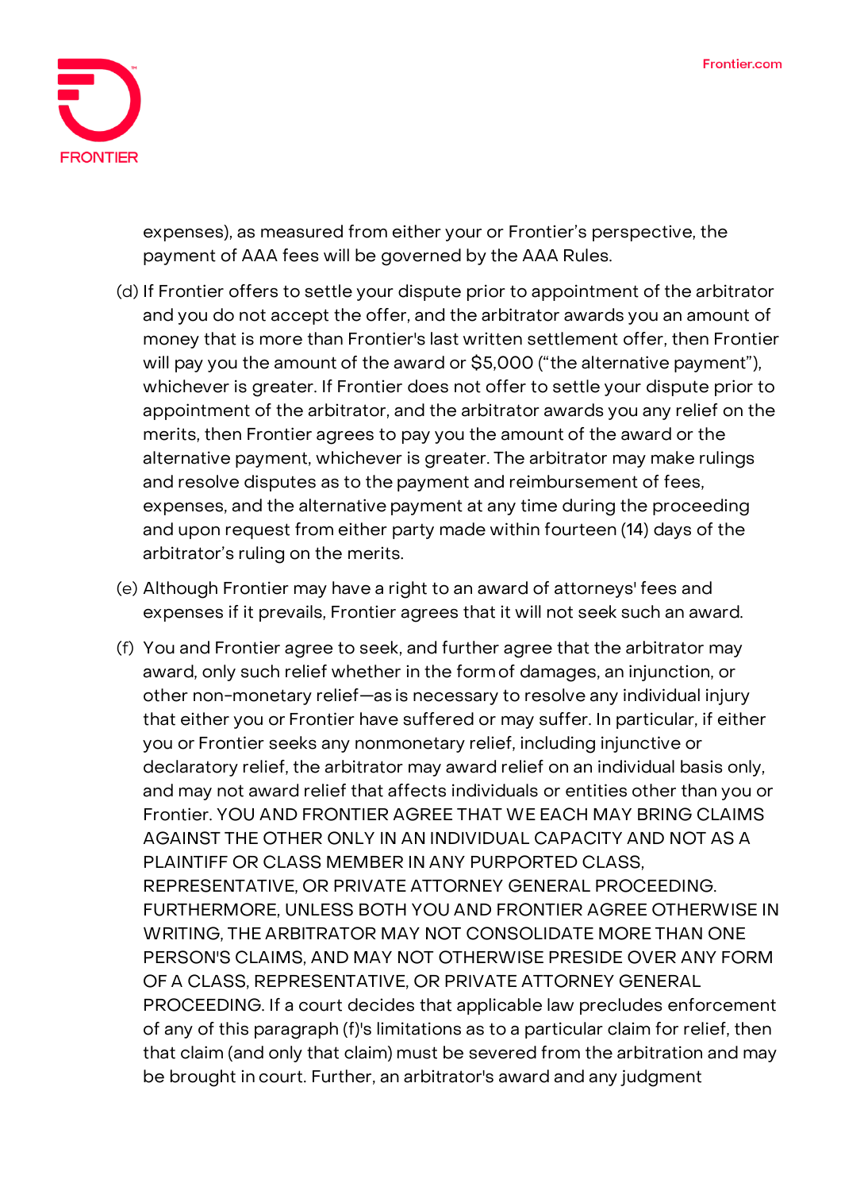expenses), as measured from either your or Frontier's perspective, the payment of AAA fees will be governed by the AAA Rules.

(d) If Frontier offers to settle your dispute prior to appointment of the arbitrator and you do not accept the offer, and the arbitrator awards you an amount of money that is more than Frontier's last written settlement offer, then Frontier will pay you the amount of the award or $5,000 ("the alternative payment"), whichever is greater. If Frontier does not offer to settle your dispute prior to appointment of the arbitrator, and the arbitrator awards you any relief on the merits, then Frontier agrees to pay you the amount of the award or the alternative payment, whichever is greater. The arbitrator may make rulings and resolve disputes as to the payment and reimbursement of fees, expenses, and the alternative payment at any time during the proceeding and upon request from either party made within fourteen (14) days of the arbitrator's ruling on the merits.

(e) Although Frontier may have a right to an award of attorneys' fees and expenses if it prevails, Frontier agrees that it will not seek such an award.

(f) You and Frontier agree to seek, and further agree that the arbitrator may award, only such relief whether in the form of damages, an injunction, or other non-monetary relief—as is necessary to resolve any individual injury that either you or Frontier have suffered or may suffer. In particular, if either you or Frontier seeks any nonmonetary relief, including injunctive or declaratory relief, the arbitrator may award relief on an individual basis only, and may not award relief that affects individuals or entities other than you or Frontier. YOU AND FRONTIER AGREE THAT WE EACH MAY BRING CLAIMS AGAINST THE OTHER ONLY IN AN INDIVIDUAL CAPACITY AND NOT AS A PLAINTIFF OR CLASS MEMBER IN ANY PURPORTED CLASS, REPRESENTATIVE, OR PRIVATE ATTORNEY GENERAL PROCEEDING. FURTHERMORE, UNLESS BOTH YOU AND FRONTIER AGREE OTHERWISE IN WRITING, THE ARBITRATOR MAY NOT CONSOLIDATE MORE THAN ONE PERSON'S CLAIMS, AND MAY NOT OTHERWISE PRESIDE OVER ANY FORM OF A CLASS, REPRESENTATIVE, OR PRIVATE ATTORNEY GENERAL PROCEEDING. If a court decides that applicable law precludes enforcement of any of this paragraph (f)'s limitations as to a particular claim for relief, then that claim (and only that claim) must be severed from the arbitration and may be brought in court. Further, an arbitrator's award and any judgment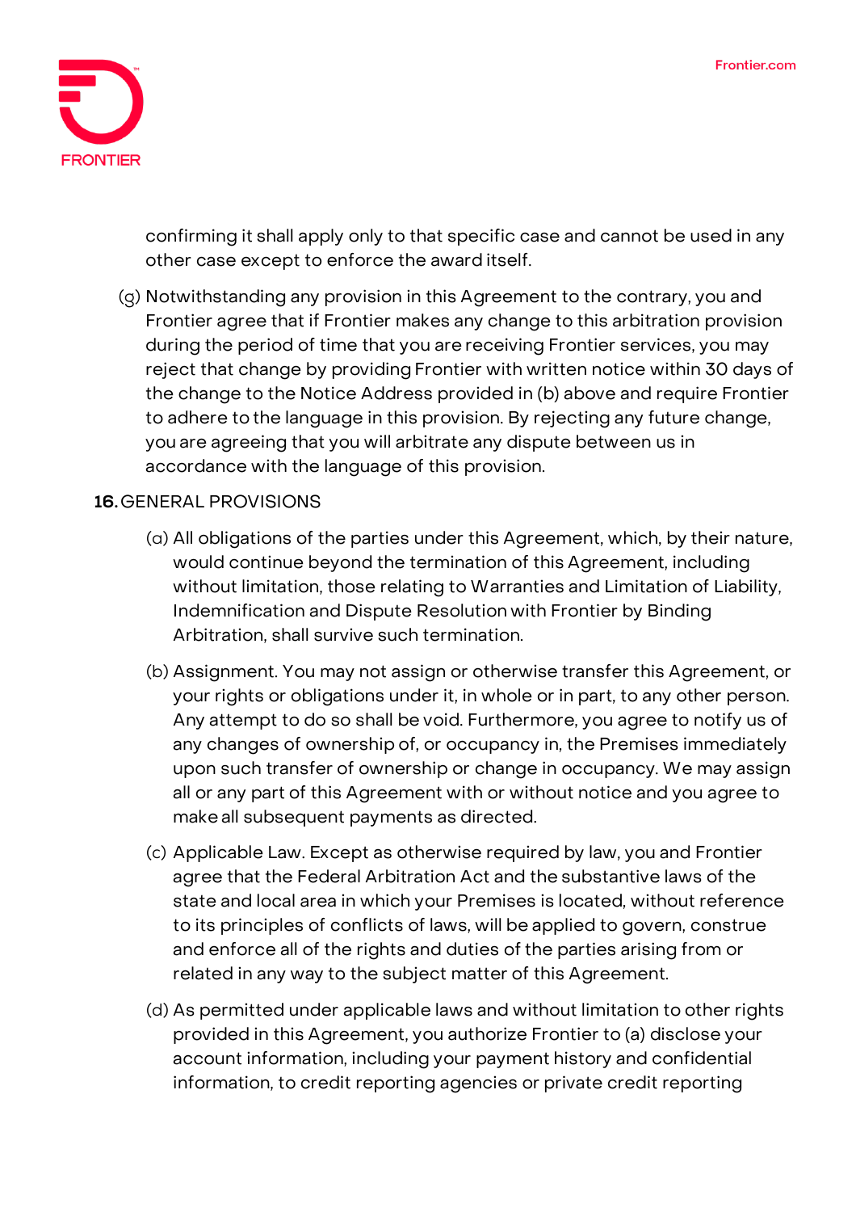confirming it shall apply only to that specific case and cannot be used in any other case except to enforce the award itself.

(g) Notwithstanding any provision in this Agreement to the contrary, you and Frontier agree that if Frontier makes any change to this arbitration provision during the period of time that you are receiving Frontier services, you may reject that change by providing Frontier with written notice within 30 days of the change to the Notice Address provided in (b) above and require Frontier to adhere to the language in this provision. By rejecting any future change, you are agreeing that you will arbitrate any dispute between us in accordance with the language of this provision.

**16.** GENERAL PROVISIONS

(a) All obligations of the parties under this Agreement, which, by their nature, would continue beyond the termination of this Agreement, including without limitation, those relating to Warranties and Limitation of Liability, Indemnification and Dispute Resolution with Frontier by Binding Arbitration, shall survive such termination.

(b) Assignment. You may not assign or otherwise transfer this Agreement, or your rights or obligations under it, in whole or in part, to any other person. Any attempt to do so shall be void. Furthermore, you agree to notify us of any changes of ownership of, or occupancy in, the Premises immediately upon such transfer of ownership or change in occupancy. We may assign all or any part of this Agreement with or without notice and you agree to make all subsequent payments as directed.

(c) Applicable Law. Except as otherwise required by law, you and Frontier agree that the Federal Arbitration Act and the substantive laws of the state and local area in which your Premises is located, without reference to its principles of conflicts of laws, will be applied to govern, construe and enforce all of the rights and duties of the parties arising from or related in any way to the subject matter of this Agreement.

(d) As permitted under applicable laws and without limitation to other rights provided in this Agreement, you authorize Frontier to (a) disclose your account information, including your payment history and confidential information, to credit reporting agencies or private credit reporting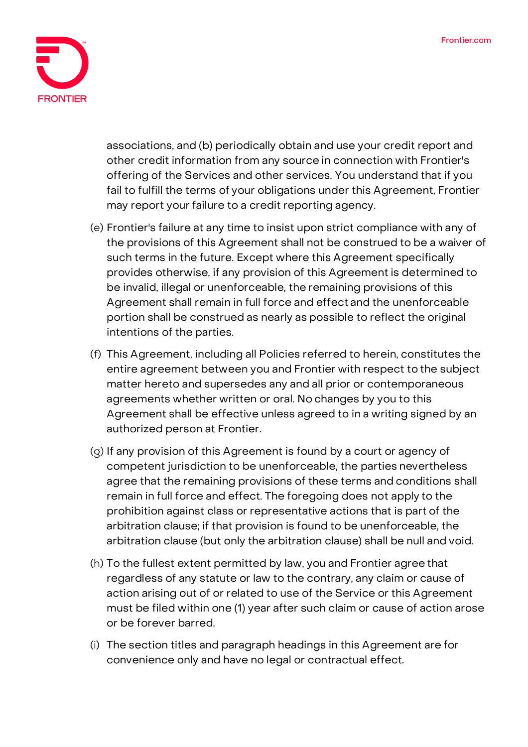associations, and (b) periodically obtain and use your credit report and other credit information from any source in connection with Frontier's offering of the Services and other services. You understand that if you fail to fulfill the terms of your obligations under this Agreement, Frontier may report your failure to a credit reporting agency.

(e) Frontier's failure at any time to insist upon strict compliance with any of the provisions of this Agreement shall not be construed to be a waiver of such terms in the future. Except where this Agreement specifically provides otherwise, if any provision of this Agreement is determined to be invalid, illegal or unenforceable, the remaining provisions of this Agreement shall remain in full force and effect and the unenforceable portion shall be construed as nearly as possible to reflect the original intentions of the parties.

(f) This Agreement, including all Policies referred to herein, constitutes the entire agreement between you and Frontier with respect to the subject matter hereto and supersedes any and all prior or contemporaneous agreements whether written or oral. No changes by you to this Agreement shall be effective unless agreed to in a writing signed by an authorized person at Frontier.

(g) If any provision of this Agreement is found by a court or agency of competent jurisdiction to be unenforceable, the parties nevertheless agree that the remaining provisions of these terms and conditions shall remain in full force and effect. The foregoing does not apply to the prohibition against class or representative actions that is part of the arbitration clause; if that provision is found to be unenforceable, the arbitration clause (but only the arbitration clause) shall be null and void.

(h) To the fullest extent permitted by law, you and Frontier agree that regardless of any statute or law to the contrary, any claim or cause of action arising out of or related to use of the Service or this Agreement must be filed within one (1) year after such claim or cause of action arose or be forever barred.

(i) The section titles and paragraph headings in this Agreement are for convenience only and have no legal or contractual effect.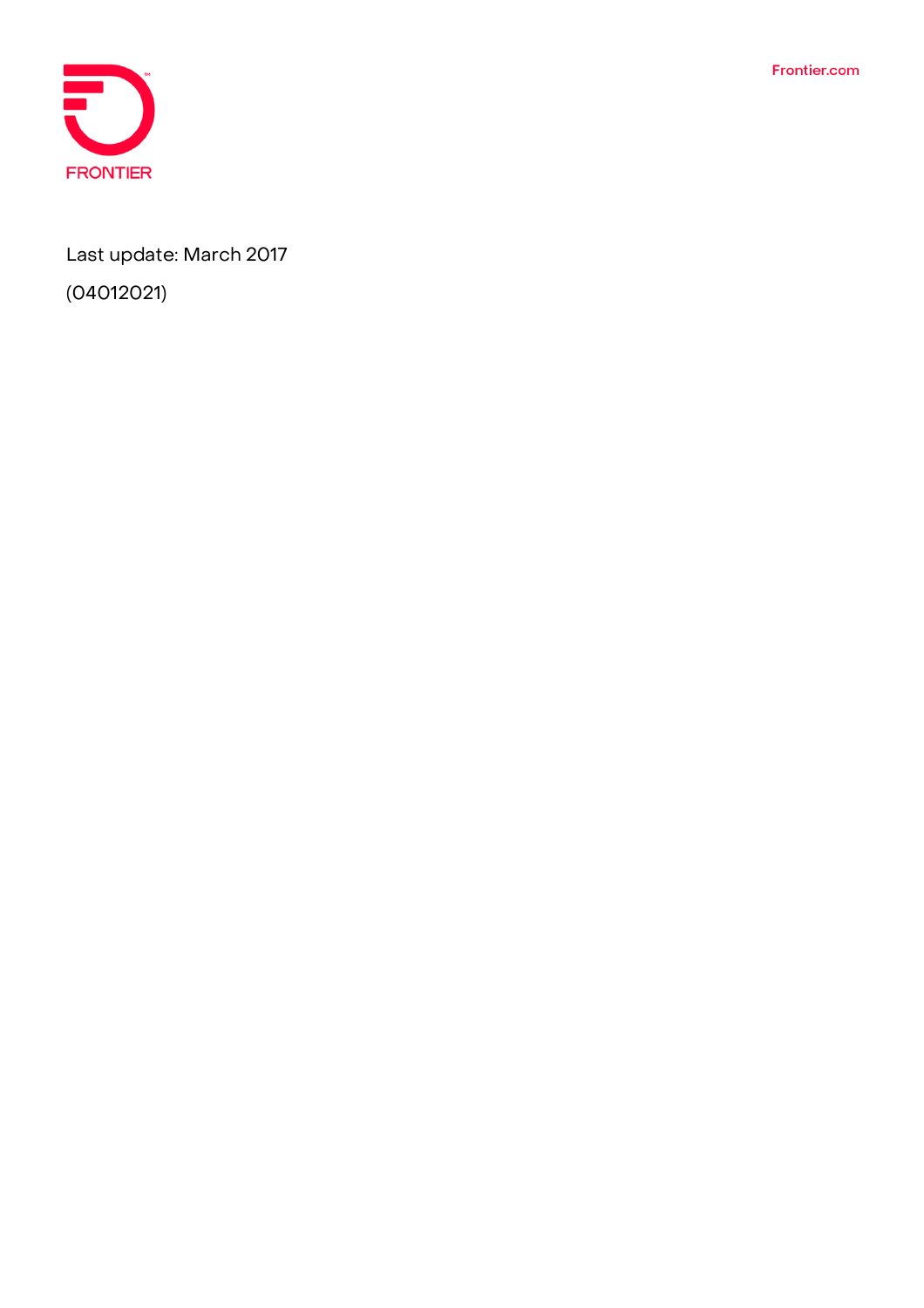Last update: March 2017

(04012021)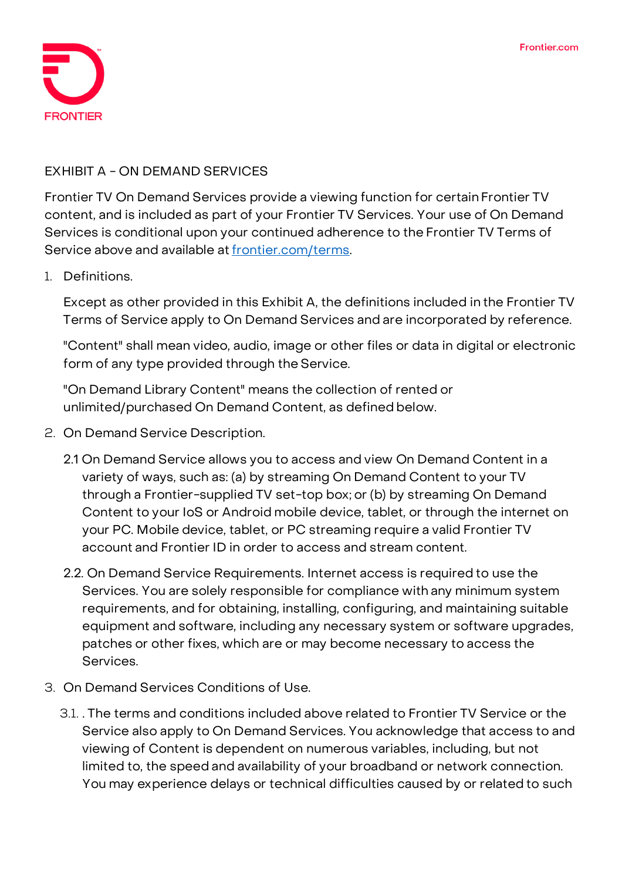## EXHIBIT A - ON DEMAND SERVICES

Frontier TV On Demand Services provide a viewing function for certain Frontier TV content, and is included as part of your Frontier TV Services. Your use of On Demand Services is conditional upon your continued adherence to the Frontier TV Terms of Service above and available at [frontier.com/terms](frontier.com/terms).

1. Definitions.

   Except as other provided in this Exhibit A, the definitions included in the Frontier TV Terms of Service apply to On Demand Services and are incorporated by reference.

   "Content" shall mean video, audio, image or other files or data in digital or electronic form of any type provided through the Service.

   "On Demand Library Content" means the collection of rented or unlimited/purchased On Demand Content, as defined below.

2. On Demand Service Description.

   2.1 On Demand Service allows you to access and view On Demand Content in a variety of ways, such as: (a) by streaming On Demand Content to your TV through a Frontier-supplied TV set-top box; or (b) by streaming On Demand Content to your IoS or Android mobile device, tablet, or through the internet on your PC. Mobile device, tablet, or PC streaming require a valid Frontier TV account and Frontier ID in order to access and stream content.

   2.2. On Demand Service Requirements. Internet access is required to use the Services. You are solely responsible for compliance with any minimum system requirements, and for obtaining, installing, configuring, and maintaining suitable equipment and software, including any necessary system or software upgrades, patches or other fixes, which are or may become necessary to access the Services.

3. On Demand Services Conditions of Use.

   3.1. . The terms and conditions included above related to Frontier TV Service or the Service also apply to On Demand Services. You acknowledge that access to and viewing of Content is dependent on numerous variables, including, but not limited to, the speed and availability of your broadband or network connection. You may experience delays or technical difficulties caused by or related to such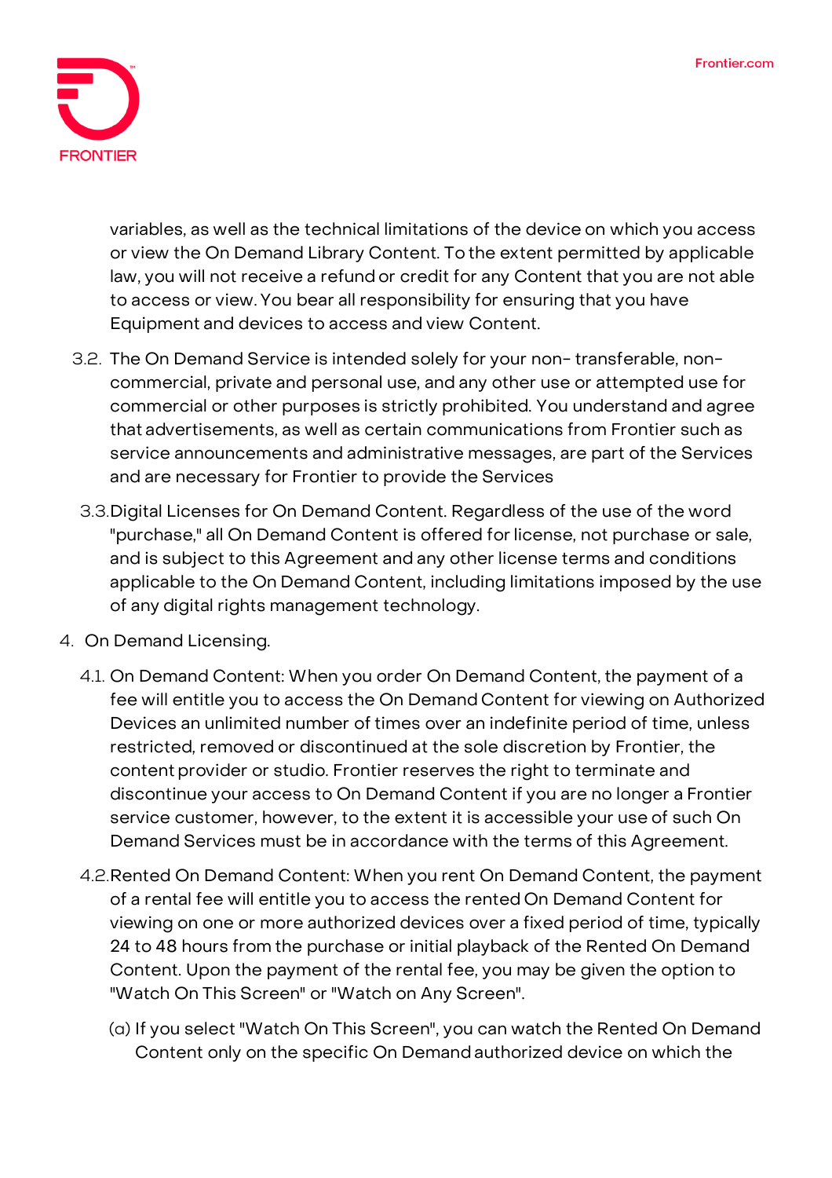variables, as well as the technical limitations of the device on which you access or view the On Demand Library Content. To the extent permitted by applicable law, you will not receive a refund or credit for any Content that you are not able to access or view. You bear all responsibility for ensuring that you have Equipment and devices to access and view Content.

3.2. The On Demand Service is intended solely for your non- transferable, non-commercial, private and personal use, and any other use or attempted use for commercial or other purposes is strictly prohibited. You understand and agree that advertisements, as well as certain communications from Frontier such as service announcements and administrative messages, are part of the Services and are necessary for Frontier to provide the Services

3.3. Digital Licenses for On Demand Content. Regardless of the use of the word "purchase," all On Demand Content is offered for license, not purchase or sale, and is subject to this Agreement and any other license terms and conditions applicable to the On Demand Content, including limitations imposed by the use of any digital rights management technology.

4. On Demand Licensing.

4.1. On Demand Content: When you order On Demand Content, the payment of a fee will entitle you to access the On Demand Content for viewing on Authorized Devices an unlimited number of times over an indefinite period of time, unless restricted, removed or discontinued at the sole discretion by Frontier, the content provider or studio. Frontier reserves the right to terminate and discontinue your access to On Demand Content if you are no longer a Frontier service customer, however, to the extent it is accessible your use of such On Demand Services must be in accordance with the terms of this Agreement.

4.2. Rented On Demand Content: When you rent On Demand Content, the payment of a rental fee will entitle you to access the rented On Demand Content for viewing on one or more authorized devices over a fixed period of time, typically 24 to 48 hours from the purchase or initial playback of the Rented On Demand Content. Upon the payment of the rental fee, you may be given the option to "Watch On This Screen" or "Watch on Any Screen".

(a) If you select "Watch On This Screen", you can watch the Rented On Demand Content only on the specific On Demand authorized device on which the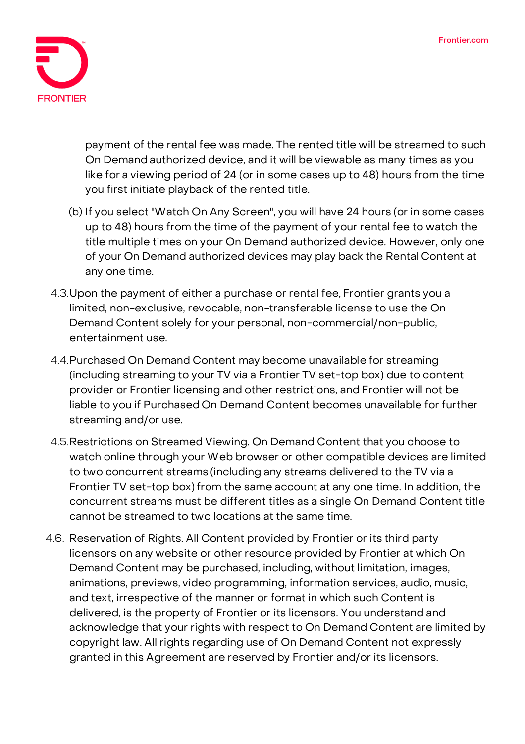payment of the rental fee was made. The rented title will be streamed to such On Demand authorized device, and it will be viewable as many times as you like for a viewing period of 24 (or in some cases up to 48) hours from the time you first initiate playback of the rented title.

(b) If you select "Watch On Any Screen", you will have 24 hours (or in some cases up to 48) hours from the time of the payment of your rental fee to watch the title multiple times on your On Demand authorized device. However, only one of your On Demand authorized devices may play back the Rental Content at any one time.

4.3. Upon the payment of either a purchase or rental fee, Frontier grants you a limited, non-exclusive, revocable, non-transferable license to use the On Demand Content solely for your personal, non-commercial/non-public, entertainment use.

4.4. Purchased On Demand Content may become unavailable for streaming (including streaming to your TV via a Frontier TV set-top box) due to content provider or Frontier licensing and other restrictions, and Frontier will not be liable to you if Purchased On Demand Content becomes unavailable for further streaming and/or use.

4.5. Restrictions on Streamed Viewing. On Demand Content that you choose to watch online through your Web browser or other compatible devices are limited to two concurrent streams (including any streams delivered to the TV via a Frontier TV set-top box) from the same account at any one time. In addition, the concurrent streams must be different titles as a single On Demand Content title cannot be streamed to two locations at the same time.

4.6. Reservation of Rights. All Content provided by Frontier or its third party licensors on any website or other resource provided by Frontier at which On Demand Content may be purchased, including, without limitation, images, animations, previews, video programming, information services, audio, music, and text, irrespective of the manner or format in which such Content is delivered, is the property of Frontier or its licensors. You understand and acknowledge that your rights with respect to On Demand Content are limited by copyright law. All rights regarding use of On Demand Content not expressly granted in this Agreement are reserved by Frontier and/or its licensors.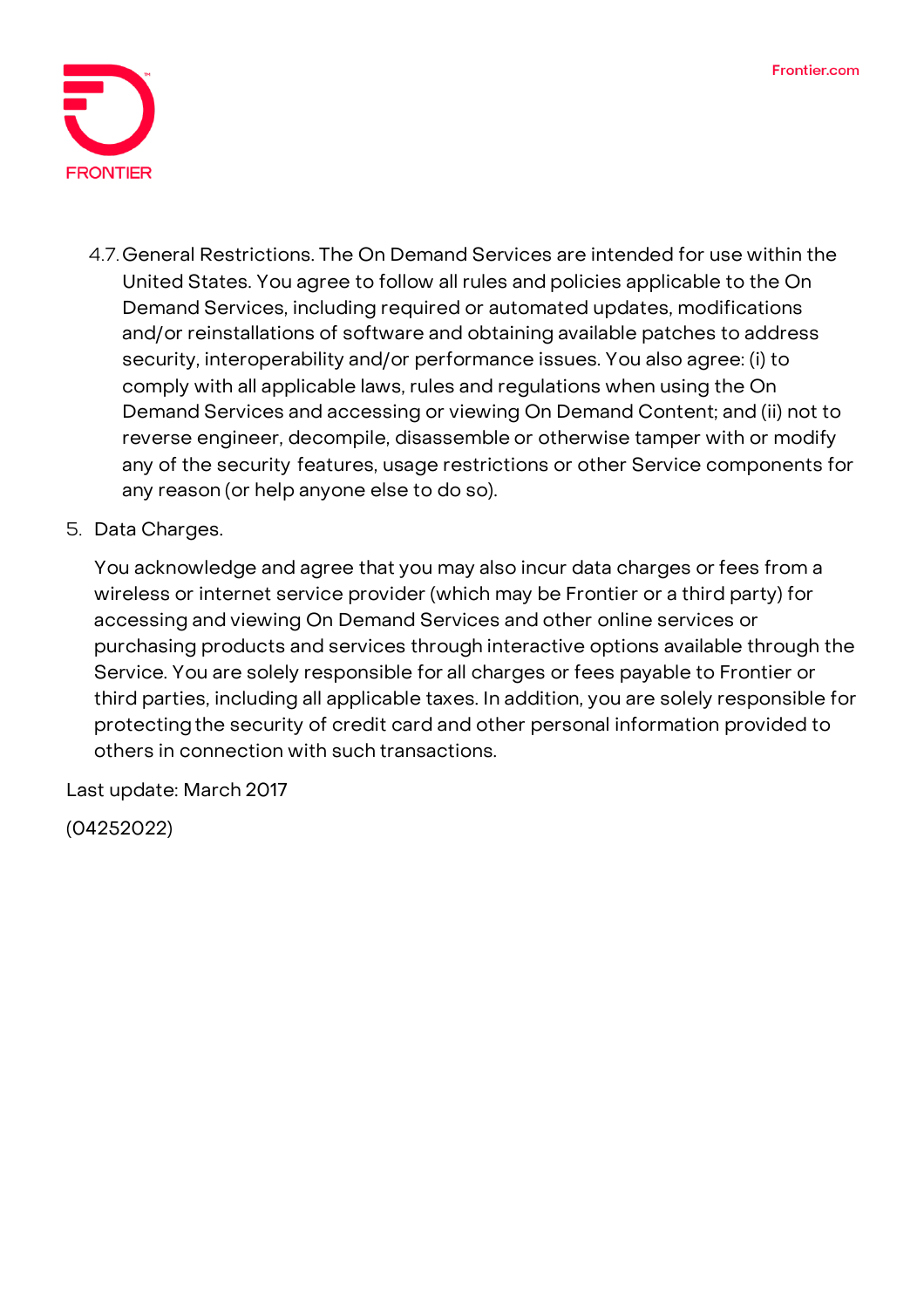4.7. General Restrictions. The On Demand Services are intended for use within the United States. You agree to follow all rules and policies applicable to the On Demand Services, including required or automated updates, modifications and/or reinstallations of software and obtaining available patches to address security, interoperability and/or performance issues. You also agree: (i) to comply with all applicable laws, rules and regulations when using the On Demand Services and accessing or viewing On Demand Content; and (ii) not to reverse engineer, decompile, disassemble or otherwise tamper with or modify any of the security features, usage restrictions or other Service components for any reason (or help anyone else to do so).

5. Data Charges.

   You acknowledge and agree that you may also incur data charges or fees from a wireless or internet service provider (which may be Frontier or a third party) for accessing and viewing On Demand Services and other online services or purchasing products and services through interactive options available through the Service. You are solely responsible for all charges or fees payable to Frontier or third parties, including all applicable taxes. In addition, you are solely responsible for protecting the security of credit card and other personal information provided to others in connection with such transactions.

Last update: March 2017

(04252022)